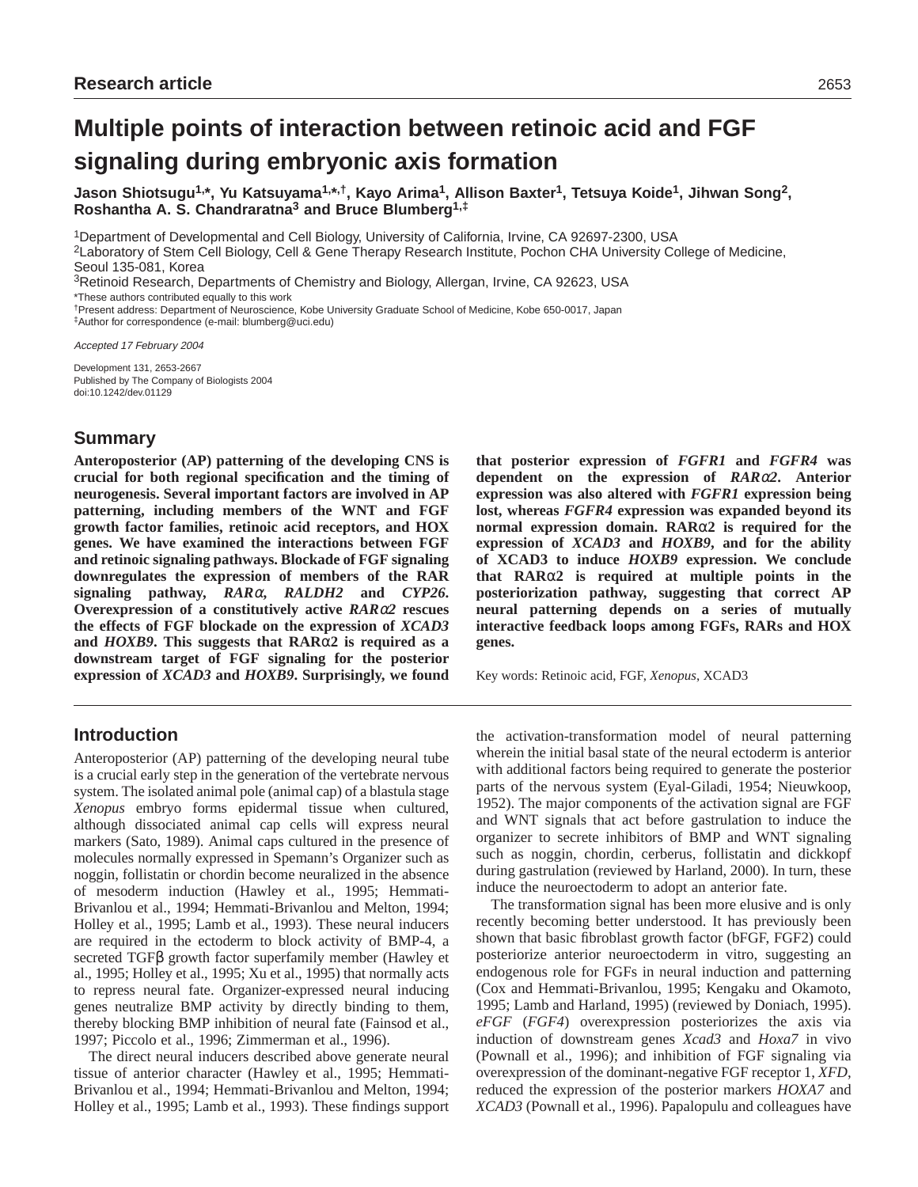Research article

# Multiple points of interaction between retinoic acid and FGF signaling during embryonic axis formation

**Jason Shiotsugu[1,*], Yu Katsuyama[1,*,†], Kayo Arima[1], Allison Baxter[1], Tetsuya Koide[1], Jihwan Song[2], Roshantha A. S. Chandraratna[3] and Bruce Blumberg[1,‡]**

[1]Department of Developmental and Cell Biology, University of California, Irvine, CA 92697-2300, USA
[2]Laboratory of Stem Cell Biology, Cell & Gene Therapy Research Institute, Pochon CHA University College of Medicine, Seoul 135-081, Korea
[3]Retinoid Research, Departments of Chemistry and Biology, Allergan, Irvine, CA 92623, USA

*These authors contributed equally to this work
†Present address: Department of Neuroscience, Kobe University Graduate School of Medicine, Kobe 650-0017, Japan
‡Author for correspondence (e-mail: blumberg@uci.edu)

*Accepted 17 February 2004*

Development 131, 2653-2667
Published by The Company of Biologists 2004
doi:10.1242/dev.01129

## Summary

**Anteroposterior (AP) patterning of the developing CNS is crucial for both regional specification and the timing of neurogenesis. Several important factors are involved in AP patterning, including members of the WNT and FGF growth factor families, retinoic acid receptors, and HOX genes. We have examined the interactions between FGF and retinoic signaling pathways. Blockade of FGF signaling downregulates the expression of members of the RAR signaling pathway, *RARα*, *RALDH2* and *CYP26*. Overexpression of a constitutively active *RARα2* rescues the effects of FGF blockade on the expression of *XCAD3* and *HOXB9*. This suggests that RARα2 is required as a downstream target of FGF signaling for the posterior expression of *XCAD3* and *HOXB9*. Surprisingly, we found that posterior expression of *FGFR1* and *FGFR4* was dependent on the expression of *RARα2*. Anterior expression was also altered with *FGFR1* expression being lost, whereas *FGFR4* expression was expanded beyond its normal expression domain. RARα2 is required for the expression of *XCAD3* and *HOXB9*, and for the ability of XCAD3 to induce *HOXB9* expression. We conclude that RARα2 is required at multiple points in the posteriorization pathway, suggesting that correct AP neural patterning depends on a series of mutually interactive feedback loops among FGFs, RARs and HOX genes.**

Key words: Retinoic acid, FGF, *Xenopus*, XCAD3

## Introduction

Anteroposterior (AP) patterning of the developing neural tube is a crucial early step in the generation of the vertebrate nervous system. The isolated animal pole (animal cap) of a blastula stage *Xenopus* embryo forms epidermal tissue when cultured, although dissociated animal cap cells will express neural markers (Sato, 1989). Animal caps cultured in the presence of molecules normally expressed in Spemann's Organizer such as noggin, follistatin or chordin become neuralized in the absence of mesoderm induction (Hawley et al., 1995; Hemmati-Brivanlou et al., 1994; Hemmati-Brivanlou and Melton, 1994; Holley et al., 1995; Lamb et al., 1993). These neural inducers are required in the ectoderm to block activity of BMP-4, a secreted TGFβ growth factor superfamily member (Hawley et al., 1995; Holley et al., 1995; Xu et al., 1995) that normally acts to repress neural fate. Organizer-expressed neural inducing genes neutralize BMP activity by directly binding to them, thereby blocking BMP inhibition of neural fate (Fainsod et al., 1997; Piccolo et al., 1996; Zimmerman et al., 1996).

The direct neural inducers described above generate neural tissue of anterior character (Hawley et al., 1995; Hemmati-Brivanlou et al., 1994; Hemmati-Brivanlou and Melton, 1994; Holley et al., 1995; Lamb et al., 1993). These findings support the activation-transformation model of neural patterning wherein the initial basal state of the neural ectoderm is anterior with additional factors being required to generate the posterior parts of the nervous system (Eyal-Giladi, 1954; Nieuwkoop, 1952). The major components of the activation signal are FGF and WNT signals that act before gastrulation to induce the organizer to secrete inhibitors of BMP and WNT signaling such as noggin, chordin, cerberus, follistatin and dickkopf during gastrulation (reviewed by Harland, 2000). In turn, these induce the neuroectoderm to adopt an anterior fate.

The transformation signal has been more elusive and is only recently becoming better understood. It has previously been shown that basic fibroblast growth factor (bFGF, FGF2) could posteriorize anterior neuroectoderm in vitro, suggesting an endogenous role for FGFs in neural induction and patterning (Cox and Hemmati-Brivanlou, 1995; Kengaku and Okamoto, 1995; Lamb and Harland, 1995) (reviewed by Doniach, 1995). *eFGF* (*FGF4*) overexpression posteriorizes the axis via induction of downstream genes *Xcad3* and *Hoxa7* in vivo (Pownall et al., 1996); and inhibition of FGF signaling via overexpression of the dominant-negative FGF receptor 1, *XFD*, reduced the expression of the posterior markers *HOXA7* and *XCAD3* (Pownall et al., 1996). Papalopulu and colleagues have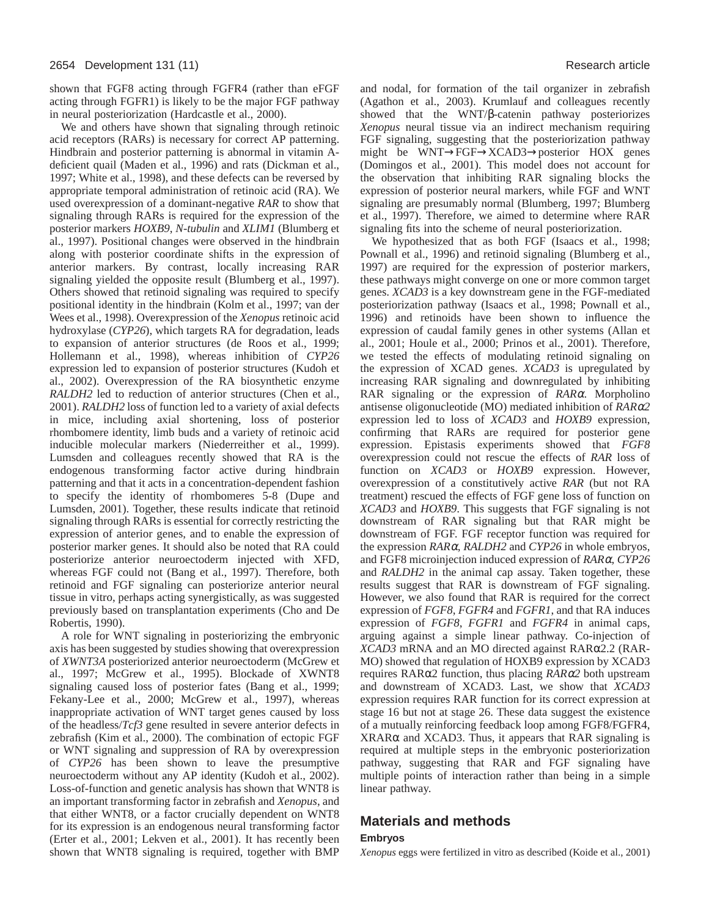shown that FGF8 acting through FGFR4 (rather than eFGF acting through FGFR1) is likely to be the major FGF pathway in neural posteriorization (Hardcastle et al., 2000).

We and others have shown that signaling through retinoic acid receptors (RARs) is necessary for correct AP patterning. Hindbrain and posterior patterning is abnormal in vitamin A-deficient quail (Maden et al., 1996) and rats (Dickman et al., 1997; White et al., 1998), and these defects can be reversed by appropriate temporal administration of retinoic acid (RA). We used overexpression of a dominant-negative *RAR* to show that signaling through RARs is required for the expression of the posterior markers *HOXB9*, *N-tubulin* and *XLIM1* (Blumberg et al., 1997). Positional changes were observed in the hindbrain along with posterior coordinate shifts in the expression of anterior markers. By contrast, locally increasing RAR signaling yielded the opposite result (Blumberg et al., 1997). Others showed that retinoid signaling was required to specify positional identity in the hindbrain (Kolm et al., 1997; van der Wees et al., 1998). Overexpression of the *Xenopus* retinoic acid hydroxylase (*CYP26*), which targets RA for degradation, leads to expansion of anterior structures (de Roos et al., 1999; Hollemann et al., 1998), whereas inhibition of *CYP26* expression led to expansion of posterior structures (Kudoh et al., 2002). Overexpression of the RA biosynthetic enzyme *RALDH2* led to reduction of anterior structures (Chen et al., 2001). *RALDH2* loss of function led to a variety of axial defects in mice, including axial shortening, loss of posterior rhombomere identity, limb buds and a variety of retinoic acid inducible molecular markers (Niederreither et al., 1999). Lumsden and colleagues recently showed that RA is the endogenous transforming factor active during hindbrain patterning and that it acts in a concentration-dependent fashion to specify the identity of rhombomeres 5-8 (Dupe and Lumsden, 2001). Together, these results indicate that retinoid signaling through RARs is essential for correctly restricting the expression of anterior genes, and to enable the expression of posterior marker genes. It should also be noted that RA could posteriorize anterior neuroectoderm injected with XFD, whereas FGF could not (Bang et al., 1997). Therefore, both retinoid and FGF signaling can posteriorize anterior neural tissue in vitro, perhaps acting synergistically, as was suggested previously based on transplantation experiments (Cho and De Robertis, 1990).

A role for WNT signaling in posteriorizing the embryonic axis has been suggested by studies showing that overexpression of *XWNT3A* posteriorized anterior neuroectoderm (McGrew et al., 1997; McGrew et al., 1995). Blockade of XWNT8 signaling caused loss of posterior fates (Bang et al., 1999; Fekany-Lee et al., 2000; McGrew et al., 1997), whereas inappropriate activation of WNT target genes caused by loss of the headless/*Tcf3* gene resulted in severe anterior defects in zebrafish (Kim et al., 2000). The combination of ectopic FGF or WNT signaling and suppression of RA by overexpression of *CYP26* has been shown to leave the presumptive neuroectoderm without any AP identity (Kudoh et al., 2002). Loss-of-function and genetic analysis has shown that WNT8 is an important transforming factor in zebrafish and *Xenopus*, and that either WNT8, or a factor crucially dependent on WNT8 for its expression is an endogenous neural transforming factor (Erter et al., 2001; Lekven et al., 2001). It has recently been shown that WNT8 signaling is required, together with BMP and nodal, for formation of the tail organizer in zebrafish (Agathon et al., 2003). Krumlauf and colleagues recently showed that the WNT/β-catenin pathway posteriorizes *Xenopus* neural tissue via an indirect mechanism requiring FGF signaling, suggesting that the posteriorization pathway might be WNT→FGF→XCAD3→posterior HOX genes (Domingos et al., 2001). This model does not account for the observation that inhibiting RAR signaling blocks the expression of posterior neural markers, while FGF and WNT signaling are presumably normal (Blumberg, 1997; Blumberg et al., 1997). Therefore, we aimed to determine where RAR signaling fits into the scheme of neural posteriorization.

We hypothesized that as both FGF (Isaacs et al., 1998; Pownall et al., 1996) and retinoid signaling (Blumberg et al., 1997) are required for the expression of posterior markers, these pathways might converge on one or more common target genes. *XCAD3* is a key downstream gene in the FGF-mediated posteriorization pathway (Isaacs et al., 1998; Pownall et al., 1996) and retinoids have been shown to influence the expression of caudal family genes in other systems (Allan et al., 2001; Houle et al., 2000; Prinos et al., 2001). Therefore, we tested the effects of modulating retinoid signaling on the expression of XCAD genes. *XCAD3* is upregulated by increasing RAR signaling and downregulated by inhibiting RAR signaling or the expression of *RARα*. Morpholino antisense oligonucleotide (MO) mediated inhibition of *RARα2* expression led to loss of *XCAD3* and *HOXB9* expression, confirming that RARs are required for posterior gene expression. Epistasis experiments showed that *FGF8* overexpression could not rescue the effects of *RAR* loss of function on *XCAD3* or *HOXB9* expression. However, overexpression of a constitutively active *RAR* (but not RA treatment) rescued the effects of FGF gene loss of function on *XCAD3* and *HOXB9*. This suggests that FGF signaling is not downstream of RAR signaling but that RAR might be downstream of FGF. FGF receptor function was required for the expression *RARα*, *RALDH2* and *CYP26* in whole embryos, and FGF8 microinjection induced expression of *RARα*, *CYP26* and *RALDH2* in the animal cap assay. Taken together, these results suggest that RAR is downstream of FGF signaling. However, we also found that RAR is required for the correct expression of *FGF8*, *FGFR4* and *FGFR1*, and that RA induces expression of *FGF8*, *FGFR1* and *FGFR4* in animal caps, arguing against a simple linear pathway. Co-injection of *XCAD3* mRNA and an MO directed against RARα2.2 (RAR-MO) showed that regulation of HOXB9 expression by XCAD3 requires RARα2 function, thus placing *RARα2* both upstream and downstream of XCAD3. Last, we show that *XCAD3* expression requires RAR function for its correct expression at stage 16 but not at stage 26. These data suggest the existence of a mutually reinforcing feedback loop among FGF8/FGFR4, XRARα and XCAD3. Thus, it appears that RAR signaling is required at multiple steps in the embryonic posteriorization pathway, suggesting that RAR and FGF signaling have multiple points of interaction rather than being in a simple linear pathway.

## Materials and methods

### Embryos

*Xenopus* eggs were fertilized in vitro as described (Koide et al., 2001)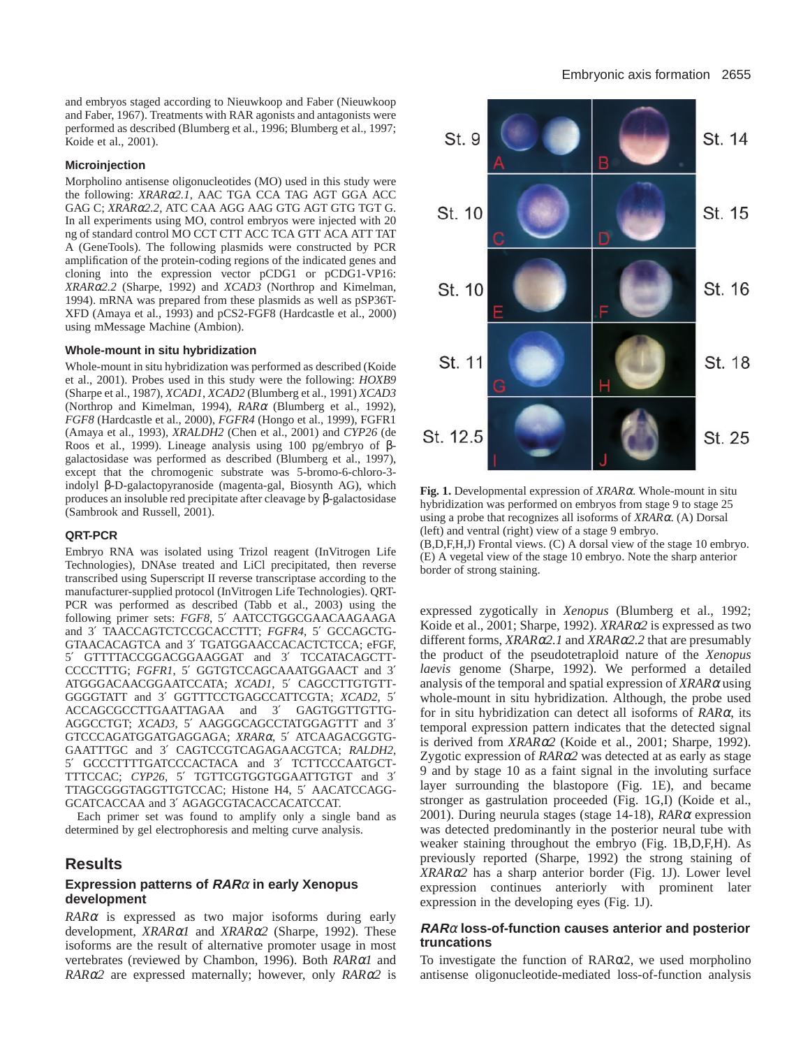and embryos staged according to Nieuwkoop and Faber (Nieuwkoop and Faber, 1967). Treatments with RAR agonists and antagonists were performed as described (Blumberg et al., 1996; Blumberg et al., 1997; Koide et al., 2001).

### Microinjection

Morpholino antisense oligonucleotides (MO) used in this study were the following: *XRARα2.1*, AAC TGA CCA TAG AGT GGA ACC GAG C; *XRARα2.2*, ATC CAA AGG AAG GTG AGT GTG TGT G. In all experiments using MO, control embryos were injected with 20 ng of standard control MO CCT CTT ACC TCA GTT ACA ATT TAT A (GeneTools). The following plasmids were constructed by PCR amplification of the protein-coding regions of the indicated genes and cloning into the expression vector pCDG1 or pCDG1-VP16: *XRARα2.2* (Sharpe, 1992) and *XCAD3* (Northrop and Kimelman, 1994). mRNA was prepared from these plasmids as well as pSP36T-XFD (Amaya et al., 1993) and pCS2-FGF8 (Hardcastle et al., 2000) using mMessage Machine (Ambion).

### Whole-mount in situ hybridization

Whole-mount in situ hybridization was performed as described (Koide et al., 2001). Probes used in this study were the following: *HOXB9* (Sharpe et al., 1987), *XCAD1*, *XCAD2* (Blumberg et al., 1991) *XCAD3* (Northrop and Kimelman, 1994), *RARα* (Blumberg et al., 1992), *FGF8* (Hardcastle et al., 2000), *FGFR4* (Hongo et al., 1999), FGFR1 (Amaya et al., 1993), *XRALDH2* (Chen et al., 2001) and *CYP26* (de Roos et al., 1999). Lineage analysis using 100 pg/embryo of β-galactosidase was performed as described (Blumberg et al., 1997), except that the chromogenic substrate was 5-bromo-6-chloro-3-indolyl β-D-galactopyranoside (magenta-gal, Biosynth AG), which produces an insoluble red precipitate after cleavage by β-galactosidase (Sambrook and Russell, 2001).

### QRT-PCR

Embryo RNA was isolated using Trizol reagent (InVitrogen Life Technologies), DNAse treated and LiCl precipitated, then reverse transcribed using Superscript II reverse transcriptase according to the manufacturer-supplied protocol (InVitrogen Life Technologies). QRT-PCR was performed as described (Tabb et al., 2003) using the following primer sets: *FGF8*, 5′ AATCCTGGCGAACAAGAAGA and 3′ TAACCAGTCTCCGCACCTTT; *FGFR4*, 5′ GCCAGCTG-GTAACACAGTCA and 3′ TGATGGAACCACACTCTCCA; eFGF, 5′ GTTTTACCGGACGGAAGGAT and 3′ TCCATACAGCTT-CCCCTTTG; *FGFR1*, 5′ GGTGTCCAGCAAATGGAACT and 3′ ATGGGACAACGGAATCCATA; *XCAD1*, 5′ CAGCCTTGTGTT-GGGGTATT and 3′ GGTTTCCTGAGCCATTCGTA; *XCAD2*, 5′ ACCAGCGCCTTGAATTAGAA and 3′ GAGTGGTTGTTG-AGGCCTGT; *XCAD3*, 5′ AAGGGCAGCCTATGGAGTTT and 3′ GTCCCAGATGGATGAGGAGA; *XRARα*, 5′ ATCAAGACGGTG-GAATTTGC and 3′ CAGTCCGTCAGAGAACGTCA; *RALDH2*, 5′ GCCCTTTTGATCCCACTACA and 3′ TCTTCCCAATGCT-TTTCCAC; *CYP26*, 5′ TGTTCGTGGTGGAATTGTGT and 3′ TTAGCGGGTAGGTTGTCCAC; Histone H4, 5′ AACATCCAGG-GCATCACCAA and 3′ AGAGCGTACACCACATCCAT.

Each primer set was found to amplify only a single band as determined by gel electrophoresis and melting curve analysis.

## Results

### Expression patterns of *RARα* in early Xenopus development

*RARα* is expressed as two major isoforms during early development, *XRARα1* and *XRARα2* (Sharpe, 1992). These isoforms are the result of alternative promoter usage in most vertebrates (reviewed by Chambon, 1996). Both *RARα1* and *RARα2* are expressed maternally; however, only *RARα2* is expressed zygotically in *Xenopus* (Blumberg et al., 1992; Koide et al., 2001; Sharpe, 1992). *XRARα2* is expressed as two different forms, *XRARα2.1* and *XRARα2.2* that are presumably the product of the pseudotetraploid nature of the *Xenopus laevis* genome (Sharpe, 1992). We performed a detailed analysis of the temporal and spatial expression of *XRARα* using whole-mount in situ hybridization. Although, the probe used for in situ hybridization can detect all isoforms of *RARα*, its temporal expression pattern indicates that the detected signal is derived from *XRARα2* (Koide et al., 2001; Sharpe, 1992). Zygotic expression of *RARα2* was detected at as early as stage 9 and by stage 10 as a faint signal in the involuting surface layer surrounding the blastopore (Fig. 1E), and became stronger as gastrulation proceeded (Fig. 1G,I) (Koide et al., 2001). During neurula stages (stage 14-18), *RARα* expression was detected predominantly in the posterior neural tube with weaker staining throughout the embryo (Fig. 1B,D,F,H). As previously reported (Sharpe, 1992) the strong staining of *XRARα2* has a sharp anterior border (Fig. 1J). Lower level expression continues anteriorly with prominent later expression in the developing eyes (Fig. 1J).

**Fig. 1.** Developmental expression of *XRARα*. Whole-mount in situ hybridization was performed on embryos from stage 9 to stage 25 using a probe that recognizes all isoforms of *XRARα*. (A) Dorsal (left) and ventral (right) view of a stage 9 embryo. (B,D,F,H,J) Frontal views. (C) A dorsal view of the stage 10 embryo. (E) A vegetal view of the stage 10 embryo. Note the sharp anterior border of strong staining.

### *RARα* loss-of-function causes anterior and posterior truncations

To investigate the function of RARα2, we used morpholino antisense oligonucleotide-mediated loss-of-function analysis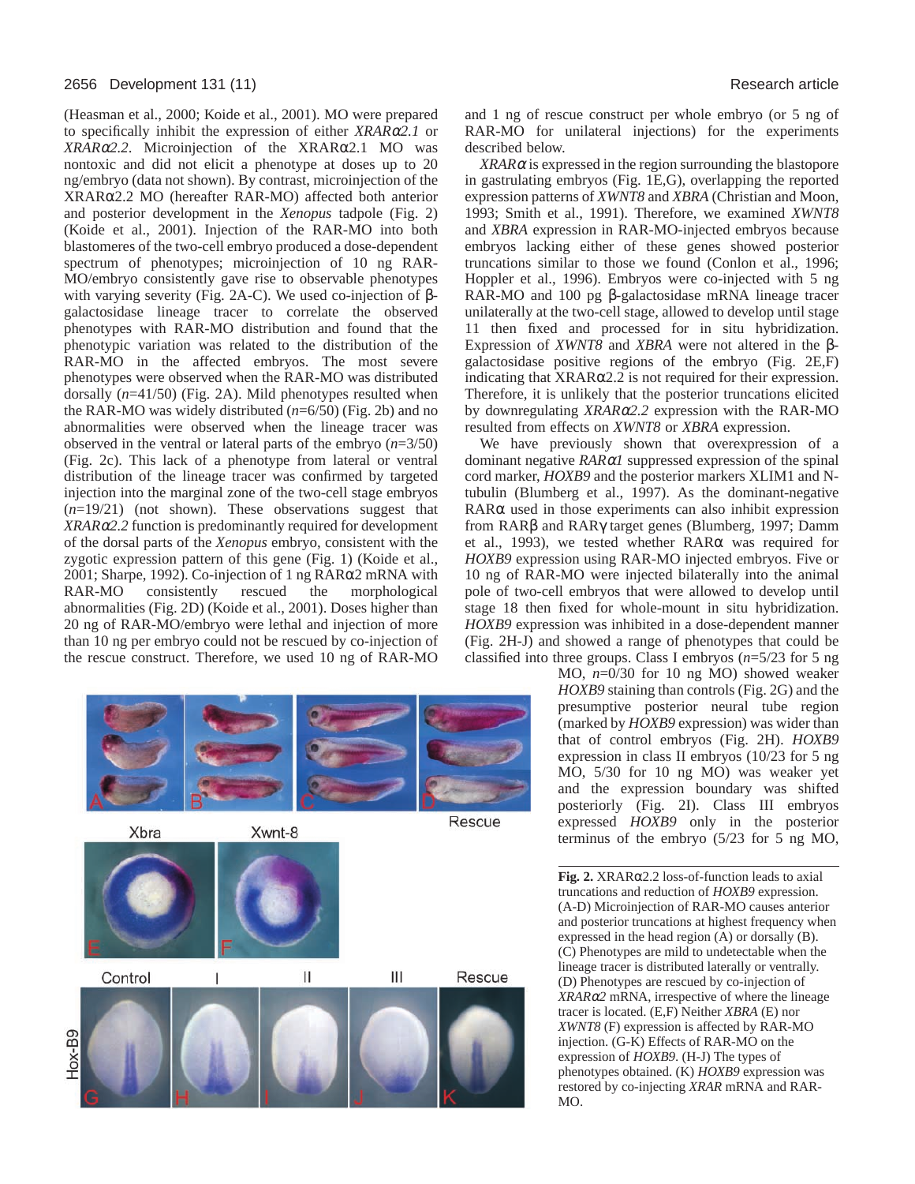(Heasman et al., 2000; Koide et al., 2001). MO were prepared to specifically inhibit the expression of either *XRARα2.1* or *XRARα2.2*. Microinjection of the XRARα2.1 MO was nontoxic and did not elicit a phenotype at doses up to 20 ng/embryo (data not shown). By contrast, microinjection of the XRARα2.2 MO (hereafter RAR-MO) affected both anterior and posterior development in the *Xenopus* tadpole (Fig. 2) (Koide et al., 2001). Injection of the RAR-MO into both blastomeres of the two-cell embryo produced a dose-dependent spectrum of phenotypes; microinjection of 10 ng RAR-MO/embryo consistently gave rise to observable phenotypes with varying severity (Fig. 2A-C). We used co-injection of β-galactosidase lineage tracer to correlate the observed phenotypes with RAR-MO distribution and found that the phenotypic variation was related to the distribution of the RAR-MO in the affected embryos. The most severe phenotypes were observed when the RAR-MO was distributed dorsally (*n*=41/50) (Fig. 2A). Mild phenotypes resulted when the RAR-MO was widely distributed (*n*=6/50) (Fig. 2b) and no abnormalities were observed when the lineage tracer was observed in the ventral or lateral parts of the embryo (*n*=3/50) (Fig. 2c). This lack of a phenotype from lateral or ventral distribution of the lineage tracer was confirmed by targeted injection into the marginal zone of the two-cell stage embryos (*n*=19/21) (not shown). These observations suggest that *XRARα2.2* function is predominantly required for development of the dorsal parts of the *Xenopus* embryo, consistent with the zygotic expression pattern of this gene (Fig. 1) (Koide et al., 2001; Sharpe, 1992). Co-injection of 1 ng RARα2 mRNA with RAR-MO consistently rescued the morphological abnormalities (Fig. 2D) (Koide et al., 2001). Doses higher than 20 ng of RAR-MO/embryo were lethal and injection of more than 10 ng per embryo could not be rescued by co-injection of the rescue construct. Therefore, we used 10 ng of RAR-MO and 1 ng of rescue construct per whole embryo (or 5 ng of RAR-MO for unilateral injections) for the experiments described below.

*XRARα* is expressed in the region surrounding the blastopore in gastrulating embryos (Fig. 1E,G), overlapping the reported expression patterns of *XWNT8* and *XBRA* (Christian and Moon, 1993; Smith et al., 1991). Therefore, we examined *XWNT8* and *XBRA* expression in RAR-MO-injected embryos because embryos lacking either of these genes showed posterior truncations similar to those we found (Conlon et al., 1996; Hoppler et al., 1996). Embryos were co-injected with 5 ng RAR-MO and 100 pg β-galactosidase mRNA lineage tracer unilaterally at the two-cell stage, allowed to develop until stage 11 then fixed and processed for in situ hybridization. Expression of *XWNT8* and *XBRA* were not altered in the β-galactosidase positive regions of the embryo (Fig. 2E,F) indicating that XRARα2.2 is not required for their expression. Therefore, it is unlikely that the posterior truncations elicited by downregulating *XRARα2.2* expression with the RAR-MO resulted from effects on *XWNT8* or *XBRA* expression.

We have previously shown that overexpression of a dominant negative *RARα1* suppressed expression of the spinal cord marker, *HOXB9* and the posterior markers XLIM1 and N-tubulin (Blumberg et al., 1997). As the dominant-negative RARα used in those experiments can also inhibit expression from RARβ and RARγ target genes (Blumberg, 1997; Damm et al., 1993), we tested whether RARα was required for *HOXB9* expression using RAR-MO injected embryos. Five or 10 ng of RAR-MO were injected bilaterally into the animal pole of two-cell embryos that were allowed to develop until stage 18 then fixed for whole-mount in situ hybridization. *HOXB9* expression was inhibited in a dose-dependent manner (Fig. 2H-J) and showed a range of phenotypes that could be classified into three groups. Class I embryos (*n*=5/23 for 5 ng MO, *n*=0/30 for 10 ng MO) showed weaker *HOXB9* staining than controls (Fig. 2G) and the presumptive posterior neural tube region (marked by *HOXB9* expression) was wider than that of control embryos (Fig. 2H). *HOXB9* expression in class II embryos (10/23 for 5 ng MO, 5/30 for 10 ng MO) was weaker yet and the expression boundary was shifted posteriorly (Fig. 2I). Class III embryos expressed *HOXB9* only in the posterior terminus of the embryo (5/23 for 5 ng MO,

**Fig. 2.** XRARα2.2 loss-of-function leads to axial truncations and reduction of *HOXB9* expression. (A-D) Microinjection of RAR-MO causes anterior and posterior truncations at highest frequency when expressed in the head region (A) or dorsally (B). (C) Phenotypes are mild to undetectable when the lineage tracer is distributed laterally or ventrally. (D) Phenotypes are rescued by co-injection of *XRARα2* mRNA, irrespective of where the lineage tracer is located. (E,F) Neither *XBRA* (E) nor *XWNT8* (F) expression is affected by RAR-MO injection. (G-K) Effects of RAR-MO on the expression of *HOXB9*. (H-J) The types of phenotypes obtained. (K) *HOXB9* expression was restored by co-injecting *XRAR* mRNA and RAR-MO.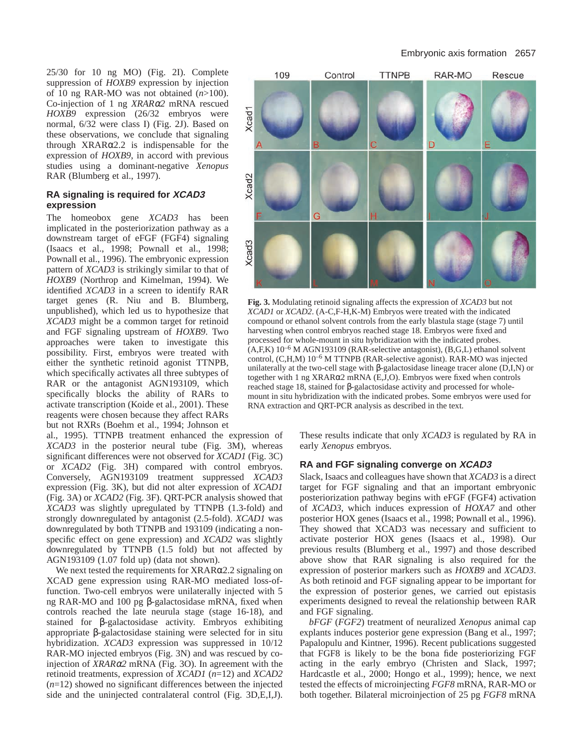25/30 for 10 ng MO) (Fig. 2I). Complete suppression of *HOXB9* expression by injection of 10 ng RAR-MO was not obtained (*n*>100). Co-injection of 1 ng *XRARα2* mRNA rescued *HOXB9* expression (26/32 embryos were normal, 6/32 were class I) (Fig. 2J). Based on these observations, we conclude that signaling through XRARα2.2 is indispensable for the expression of *HOXB9*, in accord with previous studies using a dominant-negative *Xenopus* RAR (Blumberg et al., 1997).

### RA signaling is required for *XCAD3* expression

The homeobox gene *XCAD3* has been implicated in the posteriorization pathway as a downstream target of eFGF (FGF4) signaling (Isaacs et al., 1998; Pownall et al., 1998; Pownall et al., 1996). The embryonic expression pattern of *XCAD3* is strikingly similar to that of *HOXB9* (Northrop and Kimelman, 1994). We identified *XCAD3* in a screen to identify RAR target genes (R. Niu and B. Blumberg, unpublished), which led us to hypothesize that *XCAD3* might be a common target for retinoid and FGF signaling upstream of *HOXB9*. Two approaches were taken to investigate this possibility. First, embryos were treated with either the synthetic retinoid agonist TTNPB, which specifically activates all three subtypes of RAR or the antagonist AGN193109, which specifically blocks the ability of RARs to activate transcription (Koide et al., 2001). These reagents were chosen because they affect RARs but not RXRs (Boehm et al., 1994; Johnson et al., 1995). TTNPB treatment enhanced the expression of *XCAD3* in the posterior neural tube (Fig. 3M), whereas significant differences were not observed for *XCAD1* (Fig. 3C) or *XCAD2* (Fig. 3H) compared with control embryos. Conversely, AGN193109 treatment suppressed *XCAD3* expression (Fig. 3K), but did not alter expression of *XCAD1* (Fig. 3A) or *XCAD2* (Fig. 3F). QRT-PCR analysis showed that *XCAD3* was slightly upregulated by TTNPB (1.3-fold) and strongly downregulated by antagonist (2.5-fold). *XCAD1* was downregulated by both TTNPB and 193109 (indicating a non-specific effect on gene expression) and *XCAD2* was slightly downregulated by TTNPB (1.5 fold) but not affected by AGN193109 (1.07 fold up) (data not shown).

We next tested the requirements for XRARα2.2 signaling on XCAD gene expression using RAR-MO mediated loss-of-function. Two-cell embryos were unilaterally injected with 5 ng RAR-MO and 100 pg β-galactosidase mRNA, fixed when controls reached the late neurula stage (stage 16-18), and stained for β-galactosidase activity. Embryos exhibiting appropriate β-galactosidase staining were selected for in situ hybridization. *XCAD3* expression was suppressed in 10/12 RAR-MO injected embryos (Fig. 3N) and was rescued by co-injection of *XRARα2* mRNA (Fig. 3O). In agreement with the retinoid treatments, expression of *XCAD1* (*n*=12) and *XCAD2* (*n*=12) showed no significant differences between the injected side and the uninjected contralateral control (Fig. 3D,E,I,J).

**Fig. 3.** Modulating retinoid signaling affects the expression of *XCAD3* but not *XCAD1* or *XCAD2*. (A-C,F-H,K-M) Embryos were treated with the indicated compound or ethanol solvent controls from the early blastula stage (stage 7) until harvesting when control embryos reached stage 18. Embryos were fixed and processed for whole-mount in situ hybridization with the indicated probes. (A,F,K) $10^{-6}$ M AGN193109 (RAR-selective antagonist), (B,G,L) ethanol solvent control, (C,H,M) $10^{-6}$ M TTNPB (RAR-selective agonist). RAR-MO was injected unilaterally at the two-cell stage with β-galactosidase lineage tracer alone (D,I,N) or together with 1 ng XRARα2 mRNA (E,J,O). Embryos were fixed when controls reached stage 18, stained for β-galactosidase activity and processed for whole-mount in situ hybridization with the indicated probes. Some embryos were used for RNA extraction and QRT-PCR analysis as described in the text.

These results indicate that only *XCAD3* is regulated by RA in early *Xenopus* embryos.

### RA and FGF signaling converge on *XCAD3*

Slack, Isaacs and colleagues have shown that *XCAD3* is a direct target for FGF signaling and that an important embryonic posteriorization pathway begins with eFGF (FGF4) activation of *XCAD3*, which induces expression of *HOXA7* and other posterior HOX genes (Isaacs et al., 1998; Pownall et al., 1996). They showed that XCAD3 was necessary and sufficient to activate posterior HOX genes (Isaacs et al., 1998). Our previous results (Blumberg et al., 1997) and those described above show that RAR signaling is also required for the expression of posterior markers such as *HOXB9* and *XCAD3*. As both retinoid and FGF signaling appear to be important for the expression of posterior genes, we carried out epistasis experiments designed to reveal the relationship between RAR and FGF signaling.

*bFGF* (*FGF2*) treatment of neuralized *Xenopus* animal cap explants induces posterior gene expression (Bang et al., 1997; Papalopulu and Kintner, 1996). Recent publications suggested that FGF8 is likely to be the bona fide posteriorizing FGF acting in the early embryo (Christen and Slack, 1997; Hardcastle et al., 2000; Hongo et al., 1999); hence, we next tested the effects of microinjecting *FGF8* mRNA, RAR-MO or both together. Bilateral microinjection of 25 pg *FGF8* mRNA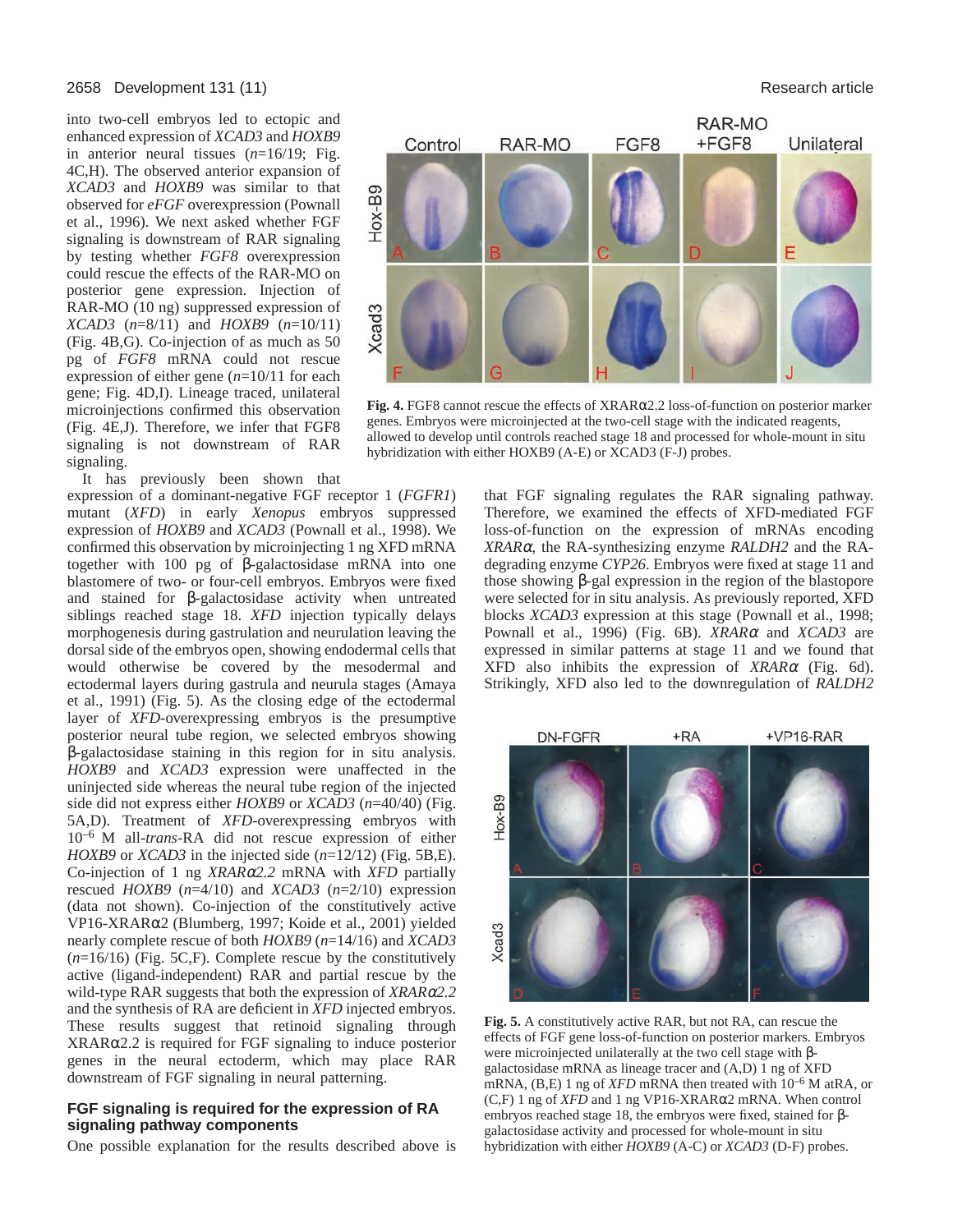into two-cell embryos led to ectopic and enhanced expression of *XCAD3* and *HOXB9* in anterior neural tissues (*n*=16/19; Fig. 4C,H). The observed anterior expansion of *XCAD3* and *HOXB9* was similar to that observed for *eFGF* overexpression (Pownall et al., 1996). We next asked whether FGF signaling is downstream of RAR signaling by testing whether *FGF8* overexpression could rescue the effects of the RAR-MO on posterior gene expression. Injection of RAR-MO (10 ng) suppressed expression of *XCAD3* (*n*=8/11) and *HOXB9* (*n*=10/11) (Fig. 4B,G). Co-injection of as much as 50 pg of *FGF8* mRNA could not rescue expression of either gene (*n*=10/11 for each gene; Fig. 4D,I). Lineage traced, unilateral microinjections confirmed this observation (Fig. 4E,J). Therefore, we infer that FGF8 signaling is not downstream of RAR signaling.

**Fig. 4.** FGF8 cannot rescue the effects of XRARα2.2 loss-of-function on posterior marker genes. Embryos were microinjected at the two-cell stage with the indicated reagents, allowed to develop until controls reached stage 18 and processed for whole-mount in situ hybridization with either HOXB9 (A-E) or XCAD3 (F-J) probes.

It has previously been shown that expression of a dominant-negative FGF receptor 1 (*FGFR1*) mutant (*XFD*) in early *Xenopus* embryos suppressed expression of *HOXB9* and *XCAD3* (Pownall et al., 1998). We confirmed this observation by microinjecting 1 ng XFD mRNA together with 100 pg of β-galactosidase mRNA into one blastomere of two- or four-cell embryos. Embryos were fixed and stained for β-galactosidase activity when untreated siblings reached stage 18. *XFD* injection typically delays morphogenesis during gastrulation and neurulation leaving the dorsal side of the embryos open, showing endodermal cells that would otherwise be covered by the mesodermal and ectodermal layers during gastrula and neurula stages (Amaya et al., 1991) (Fig. 5). As the closing edge of the ectodermal layer of *XFD*-overexpressing embryos is the presumptive posterior neural tube region, we selected embryos showing β-galactosidase staining in this region for in situ analysis. *HOXB9* and *XCAD3* expression were unaffected in the uninjected side whereas the neural tube region of the injected side did not express either *HOXB9* or *XCAD3* (*n*=40/40) (Fig. 5A,D). Treatment of *XFD*-overexpressing embryos with $10^{-6}$ M all-*trans*-RA did not rescue expression of either *HOXB9* or *XCAD3* in the injected side (*n*=12/12) (Fig. 5B,E). Co-injection of 1 ng *XRARα2.2* mRNA with *XFD* partially rescued *HOXB9* (*n*=4/10) and *XCAD3* (*n*=2/10) expression (data not shown). Co-injection of the constitutively active VP16-XRARα2 (Blumberg, 1997; Koide et al., 2001) yielded nearly complete rescue of both *HOXB9* (*n*=14/16) and *XCAD3* (*n*=16/16) (Fig. 5C,F). Complete rescue by the constitutively active (ligand-independent) RAR and partial rescue by the wild-type RAR suggests that both the expression of *XRARα2.2* and the synthesis of RA are deficient in *XFD* injected embryos. These results suggest that retinoid signaling through XRARα2.2 is required for FGF signaling to induce posterior genes in the neural ectoderm, which may place RAR downstream of FGF signaling in neural patterning.

### FGF signaling is required for the expression of RA signaling pathway components

One possible explanation for the results described above is that FGF signaling regulates the RAR signaling pathway. Therefore, we examined the effects of XFD-mediated FGF loss-of-function on the expression of mRNAs encoding *XRARα*, the RA-synthesizing enzyme *RALDH2* and the RA-degrading enzyme *CYP26*. Embryos were fixed at stage 11 and those showing β-gal expression in the region of the blastopore were selected for in situ analysis. As previously reported, XFD blocks *XCAD3* expression at this stage (Pownall et al., 1998; Pownall et al., 1996) (Fig. 6B). *XRARα* and *XCAD3* are expressed in similar patterns at stage 11 and we found that XFD also inhibits the expression of *XRARα* (Fig. 6d). Strikingly, XFD also led to the downregulation of *RALDH2*

**Fig. 5.** A constitutively active RAR, but not RA, can rescue the effects of FGF gene loss-of-function on posterior markers. Embryos were microinjected unilaterally at the two cell stage with β-galactosidase mRNA as lineage tracer and (A,D) 1 ng of XFD mRNA, (B,E) 1 ng of *XFD* mRNA then treated with $10^{-6}$ M atRA, or (C,F) 1 ng of *XFD* and 1 ng VP16-XRARα2 mRNA. When control embryos reached stage 18, the embryos were fixed, stained for β-galactosidase activity and processed for whole-mount in situ hybridization with either *HOXB9* (A-C) or *XCAD3* (D-F) probes.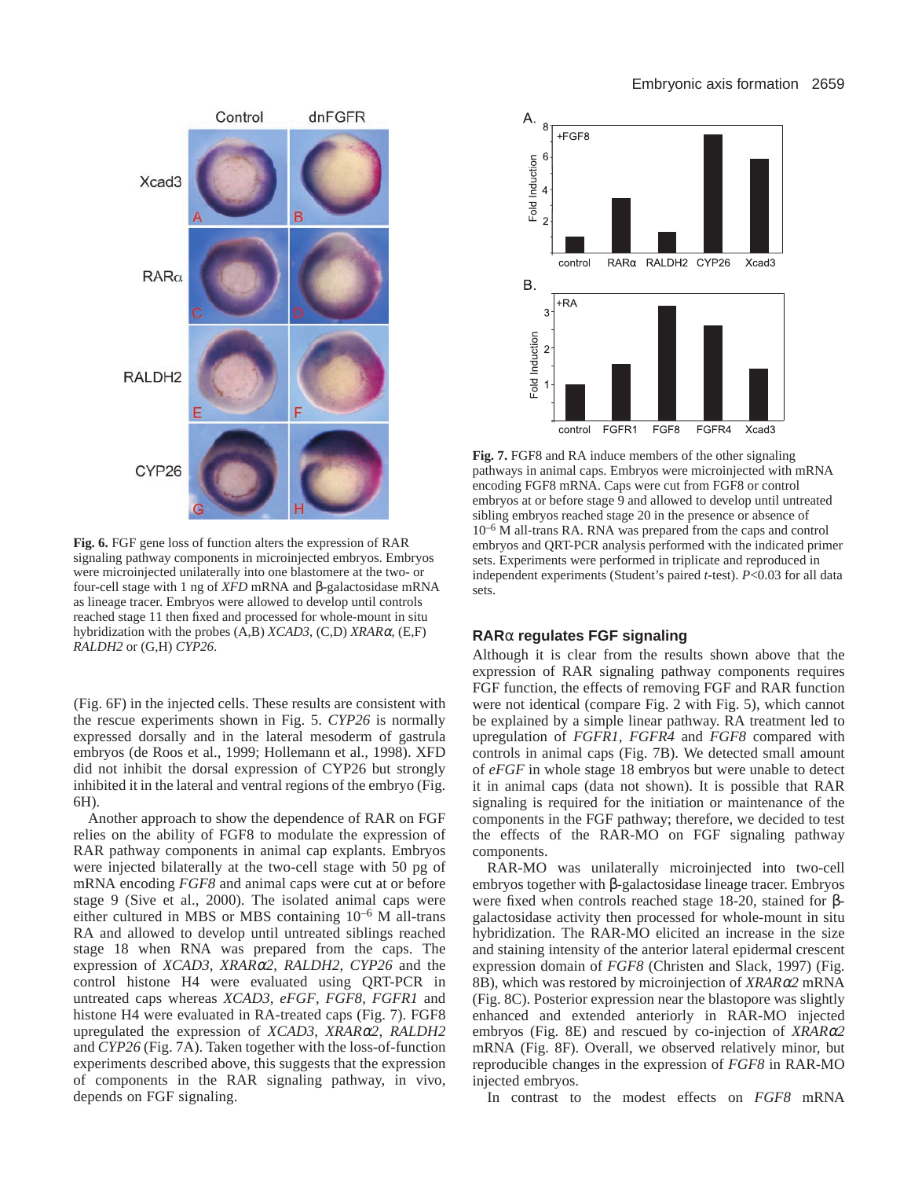**Fig. 6.** FGF gene loss of function alters the expression of RAR signaling pathway components in microinjected embryos. Embryos were microinjected unilaterally into one blastomere at the two- or four-cell stage with 1 ng of *XFD* mRNA and β-galactosidase mRNA as lineage tracer. Embryos were allowed to develop until controls reached stage 11 then fixed and processed for whole-mount in situ hybridization with the probes (A,B) *XCAD3*, (C,D) *XRARα*, (E,F) *RALDH2* or (G,H) *CYP26*.

(Fig. 6F) in the injected cells. These results are consistent with the rescue experiments shown in Fig. 5. *CYP26* is normally expressed dorsally and in the lateral mesoderm of gastrula embryos (de Roos et al., 1999; Hollemann et al., 1998). XFD did not inhibit the dorsal expression of CYP26 but strongly inhibited it in the lateral and ventral regions of the embryo (Fig. 6H).

Another approach to show the dependence of RAR on FGF relies on the ability of FGF8 to modulate the expression of RAR pathway components in animal cap explants. Embryos were injected bilaterally at the two-cell stage with 50 pg of mRNA encoding *FGF8* and animal caps were cut at or before stage 9 (Sive et al., 2000). The isolated animal caps were either cultured in MBS or MBS containing $10^{-6}$ M all-trans RA and allowed to develop until untreated siblings reached stage 18 when RNA was prepared from the caps. The expression of *XCAD3*, *XRARα2*, *RALDH2*, *CYP26* and the control histone H4 were evaluated using QRT-PCR in untreated caps whereas *XCAD3*, *eFGF*, *FGF8*, *FGFR1* and histone H4 were evaluated in RA-treated caps (Fig. 7). FGF8 upregulated the expression of *XCAD3*, *XRARα2*, *RALDH2* and *CYP26* (Fig. 7A). Taken together with the loss-of-function experiments described above, this suggests that the expression of components in the RAR signaling pathway, in vivo, depends on FGF signaling.

**Fig. 7.** FGF8 and RA induce members of the other signaling pathways in animal caps. Embryos were microinjected with mRNA encoding FGF8 mRNA. Caps were cut from FGF8 or control embryos at or before stage 9 and allowed to develop until untreated sibling embryos reached stage 20 in the presence or absence of $10^{-6}$ M all-trans RA. RNA was prepared from the caps and control embryos and QRT-PCR analysis performed with the indicated primer sets. Experiments were performed in triplicate and reproduced in independent experiments (Student's paired *t*-test). $P<0.03$ for all data sets.

### RARα regulates FGF signaling

Although it is clear from the results shown above that the expression of RAR signaling pathway components requires FGF function, the effects of removing FGF and RAR function were not identical (compare Fig. 2 with Fig. 5), which cannot be explained by a simple linear pathway. RA treatment led to upregulation of *FGFR1*, *FGFR4* and *FGF8* compared with controls in animal caps (Fig. 7B). We detected small amount of *eFGF* in whole stage 18 embryos but were unable to detect it in animal caps (data not shown). It is possible that RAR signaling is required for the initiation or maintenance of the components in the FGF pathway; therefore, we decided to test the effects of the RAR-MO on FGF signaling pathway components.

RAR-MO was unilaterally microinjected into two-cell embryos together with β-galactosidase lineage tracer. Embryos were fixed when controls reached stage 18-20, stained for β-galactosidase activity then processed for whole-mount in situ hybridization. The RAR-MO elicited an increase in the size and staining intensity of the anterior lateral epidermal crescent expression domain of *FGF8* (Christen and Slack, 1997) (Fig. 8B), which was restored by microinjection of *XRARα2* mRNA (Fig. 8C). Posterior expression near the blastopore was slightly enhanced and extended anteriorly in RAR-MO injected embryos (Fig. 8E) and rescued by co-injection of *XRARα2* mRNA (Fig. 8F). Overall, we observed relatively minor, but reproducible changes in the expression of *FGF8* in RAR-MO injected embryos.

In contrast to the modest effects on *FGF8* mRNA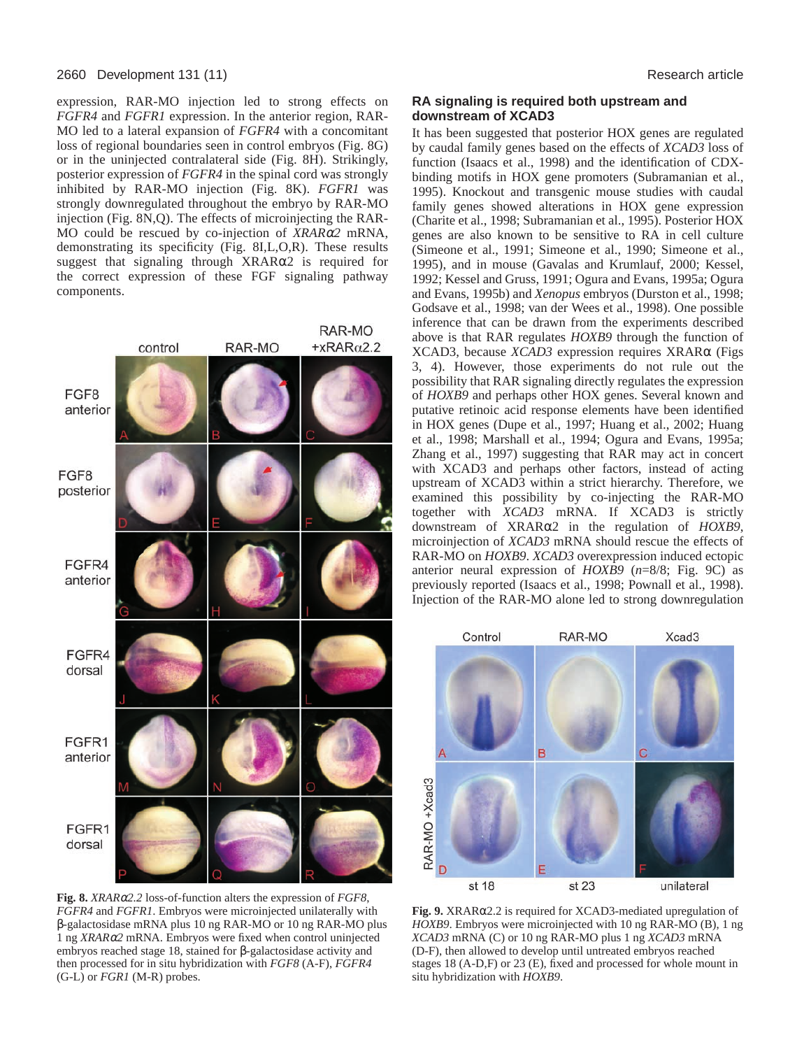expression, RAR-MO injection led to strong effects on *FGFR4* and *FGFR1* expression. In the anterior region, RAR-MO led to a lateral expansion of *FGFR4* with a concomitant loss of regional boundaries seen in control embryos (Fig. 8G) or in the uninjected contralateral side (Fig. 8H). Strikingly, posterior expression of *FGFR4* in the spinal cord was strongly inhibited by RAR-MO injection (Fig. 8K). *FGFR1* was strongly downregulated throughout the embryo by RAR-MO injection (Fig. 8N,Q). The effects of microinjecting the RAR-MO could be rescued by co-injection of *XRARα2* mRNA, demonstrating its specificity (Fig. 8I,L,O,R). These results suggest that signaling through XRARα2 is required for the correct expression of these FGF signaling pathway components.

**Fig. 8.** *XRARα2.2* loss-of-function alters the expression of *FGF8*, *FGFR4* and *FGFR1*. Embryos were microinjected unilaterally with β-galactosidase mRNA plus 10 ng RAR-MO or 10 ng RAR-MO plus 1 ng *XRARα2* mRNA. Embryos were fixed when control uninjected embryos reached stage 18, stained for β-galactosidase activity and then processed for in situ hybridization with *FGF8* (A-F), *FGFR4* (G-L) or *FGR1* (M-R) probes.

### RA signaling is required both upstream and downstream of XCAD3

It has been suggested that posterior HOX genes are regulated by caudal family genes based on the effects of *XCAD3* loss of function (Isaacs et al., 1998) and the identification of CDX-binding motifs in HOX gene promoters (Subramanian et al., 1995). Knockout and transgenic mouse studies with caudal family genes showed alterations in HOX gene expression (Charite et al., 1998; Subramanian et al., 1995). Posterior HOX genes are also known to be sensitive to RA in cell culture (Simeone et al., 1991; Simeone et al., 1990; Simeone et al., 1995), and in mouse (Gavalas and Krumlauf, 2000; Kessel, 1992; Kessel and Gruss, 1991; Ogura and Evans, 1995a; Ogura and Evans, 1995b) and *Xenopus* embryos (Durston et al., 1998; Godsave et al., 1998; van der Wees et al., 1998). One possible inference that can be drawn from the experiments described above is that RAR regulates *HOXB9* through the function of XCAD3, because *XCAD3* expression requires XRARα (Figs 3, 4). However, those experiments do not rule out the possibility that RAR signaling directly regulates the expression of *HOXB9* and perhaps other HOX genes. Several known and putative retinoic acid response elements have been identified in HOX genes (Dupe et al., 1997; Huang et al., 2002; Huang et al., 1998; Marshall et al., 1994; Ogura and Evans, 1995a; Zhang et al., 1997) suggesting that RAR may act in concert with XCAD3 and perhaps other factors, instead of acting upstream of XCAD3 within a strict hierarchy. Therefore, we examined this possibility by co-injecting the RAR-MO together with *XCAD3* mRNA. If XCAD3 is strictly downstream of XRARα2 in the regulation of *HOXB9*, microinjection of *XCAD3* mRNA should rescue the effects of RAR-MO on *HOXB9*. *XCAD3* overexpression induced ectopic anterior neural expression of *HOXB9* ($n$=8/8; Fig. 9C) as previously reported (Isaacs et al., 1998; Pownall et al., 1998). Injection of the RAR-MO alone led to strong downregulation

**Fig. 9.** XRARα2.2 is required for XCAD3-mediated upregulation of *HOXB9*. Embryos were microinjected with 10 ng RAR-MO (B), 1 ng *XCAD3* mRNA (C) or 10 ng RAR-MO plus 1 ng *XCAD3* mRNA (D-F), then allowed to develop until untreated embryos reached stages 18 (A-D,F) or 23 (E), fixed and processed for whole mount in situ hybridization with *HOXB9*.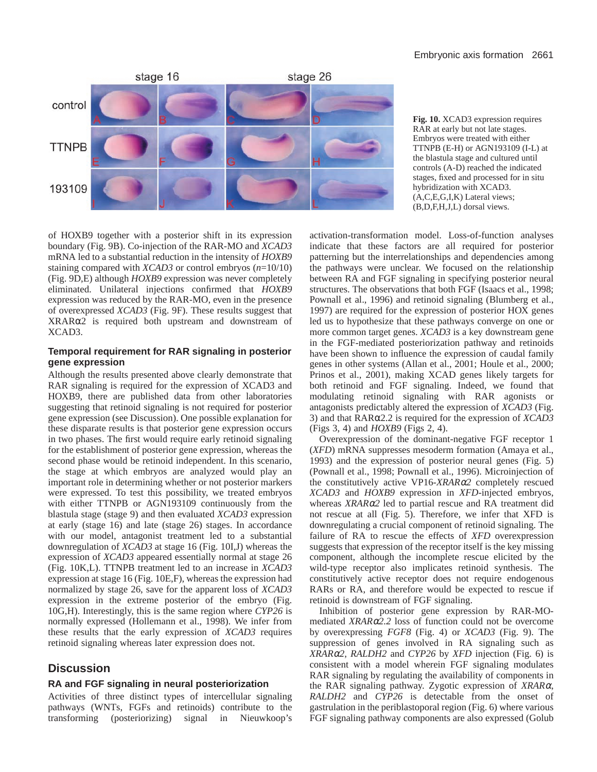**Fig. 10.** XCAD3 expression requires RAR at early but not late stages. Embryos were treated with either TTNPB (E-H) or AGN193109 (I-L) at the blastula stage and cultured until controls (A-D) reached the indicated stages, fixed and processed for in situ hybridization with XCAD3. (A,C,E,G,I,K) Lateral views; (B,D,F,H,J,L) dorsal views.

of HOXB9 together with a posterior shift in its expression boundary (Fig. 9B). Co-injection of the RAR-MO and *XCAD3* mRNA led to a substantial reduction in the intensity of *HOXB9* staining compared with *XCAD3* or control embryos (*n*=10/10) (Fig. 9D,E) although *HOXB9* expression was never completely eliminated. Unilateral injections confirmed that *HOXB9* expression was reduced by the RAR-MO, even in the presence of overexpressed *XCAD3* (Fig. 9F). These results suggest that XRARα2 is required both upstream and downstream of XCAD3.

### Temporal requirement for RAR signaling in posterior gene expression

Although the results presented above clearly demonstrate that RAR signaling is required for the expression of XCAD3 and HOXB9, there are published data from other laboratories suggesting that retinoid signaling is not required for posterior gene expression (see Discussion). One possible explanation for these disparate results is that posterior gene expression occurs in two phases. The first would require early retinoid signaling for the establishment of posterior gene expression, whereas the second phase would be retinoid independent. In this scenario, the stage at which embryos are analyzed would play an important role in determining whether or not posterior markers were expressed. To test this possibility, we treated embryos with either TTNPB or AGN193109 continuously from the blastula stage (stage 9) and then evaluated *XCAD3* expression at early (stage 16) and late (stage 26) stages. In accordance with our model, antagonist treatment led to a substantial downregulation of *XCAD3* at stage 16 (Fig. 10I,J) whereas the expression of *XCAD3* appeared essentially normal at stage 26 (Fig. 10K,L). TTNPB treatment led to an increase in *XCAD3* expression at stage 16 (Fig. 10E,F), whereas the expression had normalized by stage 26, save for the apparent loss of *XCAD3* expression in the extreme posterior of the embryo (Fig. 10G,H). Interestingly, this is the same region where *CYP26* is normally expressed (Hollemann et al., 1998). We infer from these results that the early expression of *XCAD3* requires retinoid signaling whereas later expression does not.

## Discussion

### RA and FGF signaling in neural posteriorization

Activities of three distinct types of intercellular signaling pathways (WNTs, FGFs and retinoids) contribute to the transforming (posteriorizing) signal in Nieuwkoop's activation-transformation model. Loss-of-function analyses indicate that these factors are all required for posterior patterning but the interrelationships and dependencies among the pathways were unclear. We focused on the relationship between RA and FGF signaling in specifying posterior neural structures. The observations that both FGF (Isaacs et al., 1998; Pownall et al., 1996) and retinoid signaling (Blumberg et al., 1997) are required for the expression of posterior HOX genes led us to hypothesize that these pathways converge on one or more common target genes. *XCAD3* is a key downstream gene in the FGF-mediated posteriorization pathway and retinoids have been shown to influence the expression of caudal family genes in other systems (Allan et al., 2001; Houle et al., 2000; Prinos et al., 2001), making XCAD genes likely targets for both retinoid and FGF signaling. Indeed, we found that modulating retinoid signaling with RAR agonists or antagonists predictably altered the expression of *XCAD3* (Fig. 3) and that RARα2.2 is required for the expression of *XCAD3* (Figs 3, 4) and *HOXB9* (Figs 2, 4).

Overexpression of the dominant-negative FGF receptor 1 (*XFD*) mRNA suppresses mesoderm formation (Amaya et al., 1993) and the expression of posterior neural genes (Fig. 5) (Pownall et al., 1998; Pownall et al., 1996). Microinjection of the constitutively active VP16-*XRARα2* completely rescued *XCAD3* and *HOXB9* expression in *XFD*-injected embryos, whereas *XRARα2* led to partial rescue and RA treatment did not rescue at all (Fig. 5). Therefore, we infer that XFD is downregulating a crucial component of retinoid signaling. The failure of RA to rescue the effects of *XFD* overexpression suggests that expression of the receptor itself is the key missing component, although the incomplete rescue elicited by the wild-type receptor also implicates retinoid synthesis. The constitutively active receptor does not require endogenous RARs or RA, and therefore would be expected to rescue if retinoid is downstream of FGF signaling.

Inhibition of posterior gene expression by RAR-MO-mediated *XRARα2.2* loss of function could not be overcome by overexpressing *FGF8* (Fig. 4) or *XCAD3* (Fig. 9). The suppression of genes involved in RA signaling such as *XRARα2*, *RALDH2* and *CYP26* by *XFD* injection (Fig. 6) is consistent with a model wherein FGF signaling modulates RAR signaling by regulating the availability of components in the RAR signaling pathway. Zygotic expression of *XRARα*, *RALDH2* and *CYP26* is detectable from the onset of gastrulation in the periblastoporal region (Fig. 6) where various FGF signaling pathway components are also expressed (Golub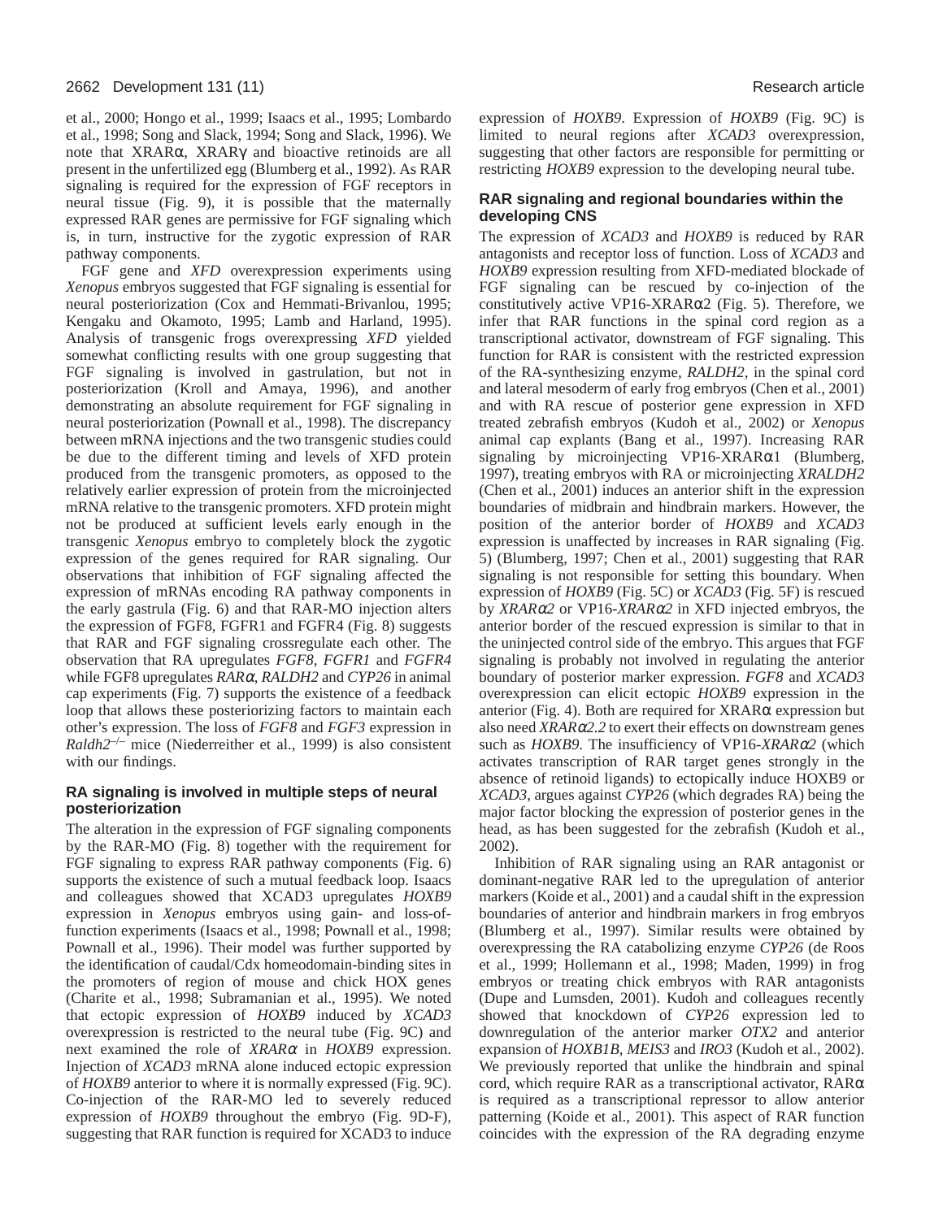et al., 2000; Hongo et al., 1999; Isaacs et al., 1995; Lombardo et al., 1998; Song and Slack, 1994; Song and Slack, 1996). We note that XRARα, XRARγ and bioactive retinoids are all present in the unfertilized egg (Blumberg et al., 1992). As RAR signaling is required for the expression of FGF receptors in neural tissue (Fig. 9), it is possible that the maternally expressed RAR genes are permissive for FGF signaling which is, in turn, instructive for the zygotic expression of RAR pathway components.

FGF gene and *XFD* overexpression experiments using *Xenopus* embryos suggested that FGF signaling is essential for neural posteriorization (Cox and Hemmati-Brivanlou, 1995; Kengaku and Okamoto, 1995; Lamb and Harland, 1995). Analysis of transgenic frogs overexpressing *XFD* yielded somewhat conflicting results with one group suggesting that FGF signaling is involved in gastrulation, but not in posteriorization (Kroll and Amaya, 1996), and another demonstrating an absolute requirement for FGF signaling in neural posteriorization (Pownall et al., 1998). The discrepancy between mRNA injections and the two transgenic studies could be due to the different timing and levels of XFD protein produced from the transgenic promoters, as opposed to the relatively earlier expression of protein from the microinjected mRNA relative to the transgenic promoters. XFD protein might not be produced at sufficient levels early enough in the transgenic *Xenopus* embryo to completely block the zygotic expression of the genes required for RAR signaling. Our observations that inhibition of FGF signaling affected the expression of mRNAs encoding RA pathway components in the early gastrula (Fig. 6) and that RAR-MO injection alters the expression of FGF8, FGFR1 and FGFR4 (Fig. 8) suggests that RAR and FGF signaling crossregulate each other. The observation that RA upregulates *FGF8*, *FGFR1* and *FGFR4* while FGF8 upregulates *RARα*, *RALDH2* and *CYP26* in animal cap experiments (Fig. 7) supports the existence of a feedback loop that allows these posteriorizing factors to maintain each other's expression. The loss of *FGF8* and *FGF3* expression in *Raldh2*$^{-/-}$ mice (Niederreither et al., 1999) is also consistent with our findings.

## RA signaling is involved in multiple steps of neural posteriorization

The alteration in the expression of FGF signaling components by the RAR-MO (Fig. 8) together with the requirement for FGF signaling to express RAR pathway components (Fig. 6) supports the existence of such a mutual feedback loop. Isaacs and colleagues showed that XCAD3 upregulates *HOXB9* expression in *Xenopus* embryos using gain- and loss-of-function experiments (Isaacs et al., 1998; Pownall et al., 1998; Pownall et al., 1996). Their model was further supported by the identification of caudal/Cdx homeodomain-binding sites in the promoters of region of mouse and chick HOX genes (Charite et al., 1998; Subramanian et al., 1995). We noted that ectopic expression of *HOXB9* induced by *XCAD3* overexpression is restricted to the neural tube (Fig. 9C) and next examined the role of *XRARα* in *HOXB9* expression. Injection of *XCAD3* mRNA alone induced ectopic expression of *HOXB9* anterior to where it is normally expressed (Fig. 9C). Co-injection of the RAR-MO led to severely reduced expression of *HOXB9* throughout the embryo (Fig. 9D-F), suggesting that RAR function is required for XCAD3 to induce expression of *HOXB9*. Expression of *HOXB9* (Fig. 9C) is limited to neural regions after *XCAD3* overexpression, suggesting that other factors are responsible for permitting or restricting *HOXB9* expression to the developing neural tube.

## RAR signaling and regional boundaries within the developing CNS

The expression of *XCAD3* and *HOXB9* is reduced by RAR antagonists and receptor loss of function. Loss of *XCAD3* and *HOXB9* expression resulting from XFD-mediated blockade of FGF signaling can be rescued by co-injection of the constitutively active VP16-XRARα2 (Fig. 5). Therefore, we infer that RAR functions in the spinal cord region as a transcriptional activator, downstream of FGF signaling. This function for RAR is consistent with the restricted expression of the RA-synthesizing enzyme, *RALDH2*, in the spinal cord and lateral mesoderm of early frog embryos (Chen et al., 2001) and with RA rescue of posterior gene expression in XFD treated zebrafish embryos (Kudoh et al., 2002) or *Xenopus* animal cap explants (Bang et al., 1997). Increasing RAR signaling by microinjecting VP16-XRARα1 (Blumberg, 1997), treating embryos with RA or microinjecting *XRALDH2* (Chen et al., 2001) induces an anterior shift in the expression boundaries of midbrain and hindbrain markers. However, the position of the anterior border of *HOXB9* and *XCAD3* expression is unaffected by increases in RAR signaling (Fig. 5) (Blumberg, 1997; Chen et al., 2001) suggesting that RAR signaling is not responsible for setting this boundary. When expression of *HOXB9* (Fig. 5C) or *XCAD3* (Fig. 5F) is rescued by *XRARα2* or VP16-*XRARα2* in XFD injected embryos, the anterior border of the rescued expression is similar to that in the uninjected control side of the embryo. This argues that FGF signaling is probably not involved in regulating the anterior boundary of posterior marker expression. *FGF8* and *XCAD3* overexpression can elicit ectopic *HOXB9* expression in the anterior (Fig. 4). Both are required for XRARα expression but also need *XRARα2.2* to exert their effects on downstream genes such as *HOXB9*. The insufficiency of VP16-*XRARα2* (which activates transcription of RAR target genes strongly in the absence of retinoid ligands) to ectopically induce HOXB9 or *XCAD3*, argues against *CYP26* (which degrades RA) being the major factor blocking the expression of posterior genes in the head, as has been suggested for the zebrafish (Kudoh et al., 2002).

Inhibition of RAR signaling using an RAR antagonist or dominant-negative RAR led to the upregulation of anterior markers (Koide et al., 2001) and a caudal shift in the expression boundaries of anterior and hindbrain markers in frog embryos (Blumberg et al., 1997). Similar results were obtained by overexpressing the RA catabolizing enzyme *CYP26* (de Roos et al., 1999; Hollemann et al., 1998; Maden, 1999) in frog embryos or treating chick embryos with RAR antagonists (Dupe and Lumsden, 2001). Kudoh and colleagues recently showed that knockdown of *CYP26* expression led to downregulation of the anterior marker *OTX2* and anterior expansion of *HOXB1B*, *MEIS3* and *IRO3* (Kudoh et al., 2002). We previously reported that unlike the hindbrain and spinal cord, which require RAR as a transcriptional activator, RARα is required as a transcriptional repressor to allow anterior patterning (Koide et al., 2001). This aspect of RAR function coincides with the expression of the RA degrading enzyme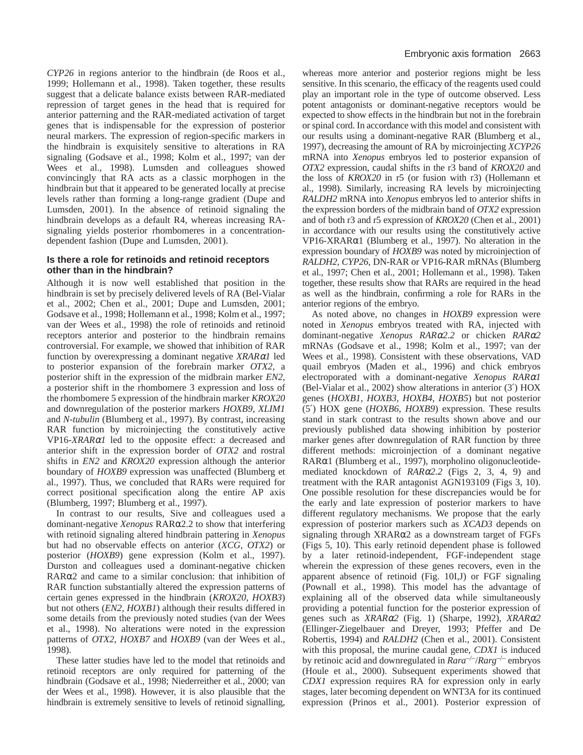*CYP26* in regions anterior to the hindbrain (de Roos et al., 1999; Hollemann et al., 1998). Taken together, these results suggest that a delicate balance exists between RAR-mediated repression of target genes in the head that is required for anterior patterning and the RAR-mediated activation of target genes that is indispensable for the expression of posterior neural markers. The expression of region-specific markers in the hindbrain is exquisitely sensitive to alterations in RA signaling (Godsave et al., 1998; Kolm et al., 1997; van der Wees et al., 1998). Lumsden and colleagues showed convincingly that RA acts as a classic morphogen in the hindbrain but that it appeared to be generated locally at precise levels rather than forming a long-range gradient (Dupe and Lumsden, 2001). In the absence of retinoid signaling the hindbrain develops as a default R4, whereas increasing RA-signaling yields posterior rhombomeres in a concentration-dependent fashion (Dupe and Lumsden, 2001).

### Is there a role for retinoids and retinoid receptors other than in the hindbrain?

Although it is now well established that position in the hindbrain is set by precisely delivered levels of RA (Bel-Vialar et al., 2002; Chen et al., 2001; Dupe and Lumsden, 2001; Godsave et al., 1998; Hollemann et al., 1998; Kolm et al., 1997; van der Wees et al., 1998) the role of retinoids and retinoid receptors anterior and posterior to the hindbrain remains controversial. For example, we showed that inhibition of RAR function by overexpressing a dominant negative *XRARα1* led to posterior expansion of the forebrain marker *OTX2*, a posterior shift in the expression of the midbrain marker *EN2*, a posterior shift in the rhombomere 3 expression and loss of the rhombomere 5 expression of the hindbrain marker *KROX20* and downregulation of the posterior markers *HOXB9*, *XLIM1* and *N-tubulin* (Blumberg et al., 1997). By contrast, increasing RAR function by microinjecting the constitutively active VP16-*XRARα1* led to the opposite effect: a decreased and anterior shift in the expression border of *OTX2* and rostral shifts in *EN2* and *KROX20* expression although the anterior boundary of *HOXB9* expression was unaffected (Blumberg et al., 1997). Thus, we concluded that RARs were required for correct positional specification along the entire AP axis (Blumberg, 1997; Blumberg et al., 1997).

In contrast to our results, Sive and colleagues used a dominant-negative *Xenopus* RARα2.2 to show that interfering with retinoid signaling altered hindbrain patterning in *Xenopus* but had no observable effects on anterior (*XCG*, *OTX2*) or posterior (*HOXB9*) gene expression (Kolm et al., 1997). Durston and colleagues used a dominant-negative chicken RARα2 and came to a similar conclusion: that inhibition of RAR function substantially altered the expression patterns of certain genes expressed in the hindbrain (*KROX20*, *HOXB3*) but not others (*EN2*, *HOXB1*) although their results differed in some details from the previously noted studies (van der Wees et al., 1998). No alterations were noted in the expression patterns of *OTX2*, *HOXB7* and *HOXB9* (van der Wees et al., 1998).

These latter studies have led to the model that retinoids and retinoid receptors are only required for patterning of the hindbrain (Godsave et al., 1998; Niederreither et al., 2000; van der Wees et al., 1998). However, it is also plausible that the hindbrain is extremely sensitive to levels of retinoid signalling, whereas more anterior and posterior regions might be less sensitive. In this scenario, the efficacy of the reagents used could play an important role in the type of outcome observed. Less potent antagonists or dominant-negative receptors would be expected to show effects in the hindbrain but not in the forebrain or spinal cord. In accordance with this model and consistent with our results using a dominant-negative RAR (Blumberg et al., 1997), decreasing the amount of RA by microinjecting *XCYP26* mRNA into *Xenopus* embryos led to posterior expansion of *OTX2* expression, caudal shifts in the r3 band of *KROX20* and the loss of *KROX20* in r5 (or fusion with r3) (Hollemann et al., 1998). Similarly, increasing RA levels by microinjecting *RALDH2* mRNA into *Xenopus* embryos led to anterior shifts in the expression borders of the midbrain band of *OTX2* expression and of both r3 and r5 expression of *KROX20* (Chen et al., 2001) in accordance with our results using the constitutively active VP16-XRARα1 (Blumberg et al., 1997). No alteration in the expression boundary of *HOXB9* was noted by microinjection of *RALDH2*, *CYP26*, DN-RAR or VP16-RAR mRNAs (Blumberg et al., 1997; Chen et al., 2001; Hollemann et al., 1998). Taken together, these results show that RARs are required in the head as well as the hindbrain, confirming a role for RARs in the anterior regions of the embryo.

As noted above, no changes in *HOXB9* expression were noted in *Xenopus* embryos treated with RA, injected with dominant-negative *Xenopus RARα2.2* or chicken *RARα2* mRNAs (Godsave et al., 1998; Kolm et al., 1997; van der Wees et al., 1998). Consistent with these observations, VAD quail embryos (Maden et al., 1996) and chick embryos electroporated with a dominant-negative *Xenopus RARα1* (Bel-Vialar et al., 2002) show alterations in anterior (3′) HOX genes (*HOXB1*, *HOXB3*, *HOXB4*, *HOXB5*) but not posterior (5′) HOX gene (*HOXB6*, *HOXB9*) expression. These results stand in stark contrast to the results shown above and our previously published data showing inhibition by posterior marker genes after downregulation of RAR function by three different methods: microinjection of a dominant negative RARα1 (Blumberg et al., 1997), morpholino oligonucleotide-mediated knockdown of *RARα2.2* (Figs 2, 3, 4, 9) and treatment with the RAR antagonist AGN193109 (Figs 3, 10). One possible resolution for these discrepancies would be for the early and late expression of posterior markers to have different regulatory mechanisms. We propose that the early expression of posterior markers such as *XCAD3* depends on signaling through XRARα2 as a downstream target of FGFs (Figs 5, 10). This early retinoid dependent phase is followed by a later retinoid-independent, FGF-independent stage wherein the expression of these genes recovers, even in the apparent absence of retinoid (Fig. 10I,J) or FGF signaling (Pownall et al., 1998). This model has the advantage of explaining all of the observed data while simultaneously providing a potential function for the posterior expression of genes such as *XRARα2* (Fig. 1) (Sharpe, 1992), *XRARα2* (Ellinger-Ziegelbauer and Dreyer, 1993; Pfeffer and De Robertis, 1994) and *RALDH2* (Chen et al., 2001). Consistent with this proposal, the murine caudal gene, *CDX1* is induced by retinoic acid and downregulated in $Rara^{-/-}$/$Rarg^{-/-}$ embryos (Houle et al., 2000). Subsequent experiments showed that *CDX1* expression requires RA for expression only in early stages, later becoming dependent on WNT3A for its continued expression (Prinos et al., 2001). Posterior expression of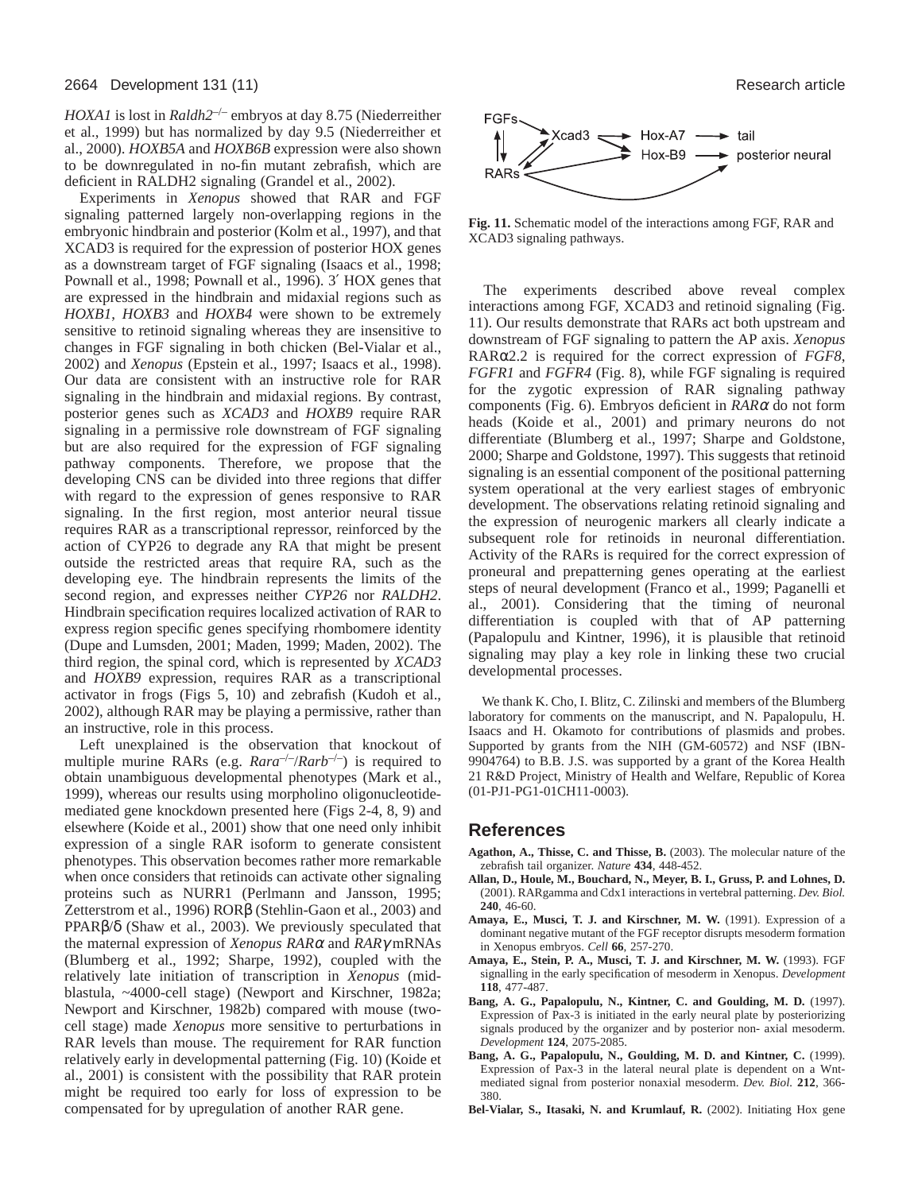*HOXA1* is lost in *Raldh2*$^{-/-}$ embryos at day 8.75 (Niederreither et al., 1999) but has normalized by day 9.5 (Niederreither et al., 2000). *HOXB5A* and *HOXB6B* expression were also shown to be downregulated in no-fin mutant zebrafish, which are deficient in RALDH2 signaling (Grandel et al., 2002).

Experiments in *Xenopus* showed that RAR and FGF signaling patterned largely non-overlapping regions in the embryonic hindbrain and posterior (Kolm et al., 1997), and that XCAD3 is required for the expression of posterior HOX genes as a downstream target of FGF signaling (Isaacs et al., 1998; Pownall et al., 1998; Pownall et al., 1996). 3′ HOX genes that are expressed in the hindbrain and midaxial regions such as *HOXB1*, *HOXB3* and *HOXB4* were shown to be extremely sensitive to retinoid signaling whereas they are insensitive to changes in FGF signaling in both chicken (Bel-Vialar et al., 2002) and *Xenopus* (Epstein et al., 1997; Isaacs et al., 1998). Our data are consistent with an instructive role for RAR signaling in the hindbrain and midaxial regions. By contrast, posterior genes such as *XCAD3* and *HOXB9* require RAR signaling in a permissive role downstream of FGF signaling but are also required for the expression of FGF signaling pathway components. Therefore, we propose that the developing CNS can be divided into three regions that differ with regard to the expression of genes responsive to RAR signaling. In the first region, most anterior neural tissue requires RAR as a transcriptional repressor, reinforced by the action of CYP26 to degrade any RA that might be present outside the restricted areas that require RA, such as the developing eye. The hindbrain represents the limits of the second region, and expresses neither *CYP26* nor *RALDH2*. Hindbrain specification requires localized activation of RAR to express region specific genes specifying rhombomere identity (Dupe and Lumsden, 2001; Maden, 1999; Maden, 2002). The third region, the spinal cord, which is represented by *XCAD3* and *HOXB9* expression, requires RAR as a transcriptional activator in frogs (Figs 5, 10) and zebrafish (Kudoh et al., 2002), although RAR may be playing a permissive, rather than an instructive, role in this process.

Left unexplained is the observation that knockout of multiple murine RARs (e.g. *Rara*$^{-/-}$/*Rarb*$^{-/-}$) is required to obtain unambiguous developmental phenotypes (Mark et al., 1999), whereas our results using morpholino oligonucleotide-mediated gene knockdown presented here (Figs 2-4, 8, 9) and elsewhere (Koide et al., 2001) show that one need only inhibit expression of a single RAR isoform to generate consistent phenotypes. This observation becomes rather more remarkable when once considers that retinoids can activate other signaling proteins such as NURR1 (Perlmann and Jansson, 1995; Zetterstrom et al., 1996) RORβ (Stehlin-Gaon et al., 2003) and PPARβ/δ (Shaw et al., 2003). We previously speculated that the maternal expression of *Xenopus RARα* and *RARγ* mRNAs (Blumberg et al., 1992; Sharpe, 1992), coupled with the relatively late initiation of transcription in *Xenopus* (mid-blastula, ~4000-cell stage) (Newport and Kirschner, 1982a; Newport and Kirschner, 1982b) compared with mouse (two-cell stage) made *Xenopus* more sensitive to perturbations in RAR levels than mouse. The requirement for RAR function relatively early in developmental patterning (Fig. 10) (Koide et al., 2001) is consistent with the possibility that RAR protein might be required too early for loss of expression to be compensated for by upregulation of another RAR gene.

**Fig. 11.** Schematic model of the interactions among FGF, RAR and XCAD3 signaling pathways.

The experiments described above reveal complex interactions among FGF, XCAD3 and retinoid signaling (Fig. 11). Our results demonstrate that RARs act both upstream and downstream of FGF signaling to pattern the AP axis. *Xenopus* RARα2.2 is required for the correct expression of *FGF8*, *FGFR1* and *FGFR4* (Fig. 8), while FGF signaling is required for the zygotic expression of RAR signaling pathway components (Fig. 6). Embryos deficient in *RARα* do not form heads (Koide et al., 2001) and primary neurons do not differentiate (Blumberg et al., 1997; Sharpe and Goldstone, 2000; Sharpe and Goldstone, 1997). This suggests that retinoid signaling is an essential component of the positional patterning system operational at the very earliest stages of embryonic development. The observations relating retinoid signaling and the expression of neurogenic markers all clearly indicate a subsequent role for retinoids in neuronal differentiation. Activity of the RARs is required for the correct expression of proneural and prepatterning genes operating at the earliest steps of neural development (Franco et al., 1999; Paganelli et al., 2001). Considering that the timing of neuronal differentiation is coupled with that of AP patterning (Papalopulu and Kintner, 1996), it is plausible that retinoid signaling may play a key role in linking these two crucial developmental processes.

We thank K. Cho, I. Blitz, C. Zilinski and members of the Blumberg laboratory for comments on the manuscript, and N. Papalopulu, H. Isaacs and H. Okamoto for contributions of plasmids and probes. Supported by grants from the NIH (GM-60572) and NSF (IBN-9904764) to B.B. J.S. was supported by a grant of the Korea Health 21 R&D Project, Ministry of Health and Welfare, Republic of Korea (01-PJ1-PG1-01CH11-0003).

## References

**Agathon, A., Thisse, C. and Thisse, B.** (2003). The molecular nature of the zebrafish tail organizer. *Nature* **434**, 448-452.

**Allan, D., Houle, M., Bouchard, N., Meyer, B. I., Gruss, P. and Lohnes, D.** (2001). RARgamma and Cdx1 interactions in vertebral patterning. *Dev. Biol.* **240**, 46-60.

**Amaya, E., Musci, T. J. and Kirschner, M. W.** (1991). Expression of a dominant negative mutant of the FGF receptor disrupts mesoderm formation in Xenopus embryos. *Cell* **66**, 257-270.

**Amaya, E., Stein, P. A., Musci, T. J. and Kirschner, M. W.** (1993). FGF signalling in the early specification of mesoderm in Xenopus. *Development* **118**, 477-487.

**Bang, A. G., Papalopulu, N., Kintner, C. and Goulding, M. D.** (1997). Expression of Pax-3 is initiated in the early neural plate by posteriorizing signals produced by the organizer and by posterior non- axial mesoderm. *Development* **124**, 2075-2085.

**Bang, A. G., Papalopulu, N., Goulding, M. D. and Kintner, C.** (1999). Expression of Pax-3 in the lateral neural plate is dependent on a Wnt-mediated signal from posterior nonaxial mesoderm. *Dev. Biol.* **212**, 366-380.

**Bel-Vialar, S., Itasaki, N. and Krumlauf, R.** (2002). Initiating Hox gene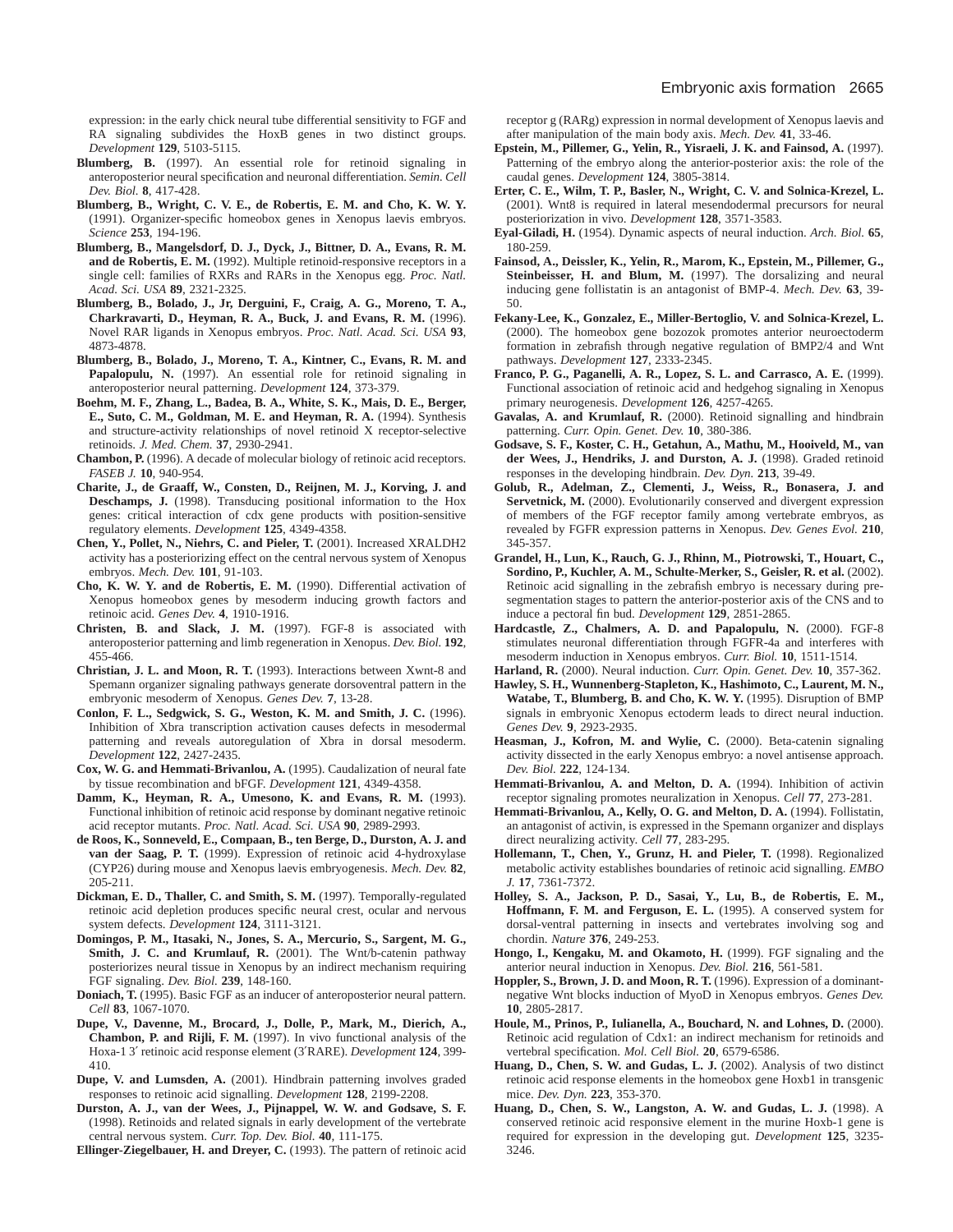expression: in the early chick neural tube differential sensitivity to FGF and RA signaling subdivides the HoxB genes in two distinct groups. *Development* **129**, 5103-5115.

**Blumberg, B.** (1997). An essential role for retinoid signaling in anteroposterior neural specification and neuronal differentiation. *Semin. Cell Dev. Biol.* **8**, 417-428.

**Blumberg, B., Wright, C. V. E., de Robertis, E. M. and Cho, K. W. Y.** (1991). Organizer-specific homeobox genes in Xenopus laevis embryos. *Science* **253**, 194-196.

**Blumberg, B., Mangelsdorf, D. J., Dyck, J., Bittner, D. A., Evans, R. M. and de Robertis, E. M.** (1992). Multiple retinoid-responsive receptors in a single cell: families of RXRs and RARs in the Xenopus egg. *Proc. Natl. Acad. Sci. USA* **89**, 2321-2325.

**Blumberg, B., Bolado, J., Jr, Derguini, F., Craig, A. G., Moreno, T. A., Charkravarti, D., Heyman, R. A., Buck, J. and Evans, R. M.** (1996). Novel RAR ligands in Xenopus embryos. *Proc. Natl. Acad. Sci. USA* **93**, 4873-4878.

**Blumberg, B., Bolado, J., Moreno, T. A., Kintner, C., Evans, R. M. and Papalopulu, N.** (1997). An essential role for retinoid signaling in anteroposterior neural patterning. *Development* **124**, 373-379.

**Boehm, M. F., Zhang, L., Badea, B. A., White, S. K., Mais, D. E., Berger, E., Suto, C. M., Goldman, M. E. and Heyman, R. A.** (1994). Synthesis and structure-activity relationships of novel retinoid X receptor-selective retinoids. *J. Med. Chem.* **37**, 2930-2941.

**Chambon, P.** (1996). A decade of molecular biology of retinoic acid receptors. *FASEB J.* **10**, 940-954.

**Charite, J., de Graaff, W., Consten, D., Reijnen, M. J., Korving, J. and Deschamps, J.** (1998). Transducing positional information to the Hox genes: critical interaction of cdx gene products with position-sensitive regulatory elements. *Development* **125**, 4349-4358.

**Chen, Y., Pollet, N., Niehrs, C. and Pieler, T.** (2001). Increased XRALDH2 activity has a posteriorizing effect on the central nervous system of Xenopus embryos. *Mech. Dev.* **101**, 91-103.

**Cho, K. W. Y. and de Robertis, E. M.** (1990). Differential activation of Xenopus homeobox genes by mesoderm inducing growth factors and retinoic acid. *Genes Dev.* **4**, 1910-1916.

**Christen, B. and Slack, J. M.** (1997). FGF-8 is associated with anteroposterior patterning and limb regeneration in Xenopus. *Dev. Biol.* **192**, 455-466.

**Christian, J. L. and Moon, R. T.** (1993). Interactions between Xwnt-8 and Spemann organizer signaling pathways generate dorsoventral pattern in the embryonic mesoderm of Xenopus. *Genes Dev.* **7**, 13-28.

**Conlon, F. L., Sedgwick, S. G., Weston, K. M. and Smith, J. C.** (1996). Inhibition of Xbra transcription activation causes defects in mesodermal patterning and reveals autoregulation of Xbra in dorsal mesoderm. *Development* **122**, 2427-2435.

**Cox, W. G. and Hemmati-Brivanlou, A.** (1995). Caudalization of neural fate by tissue recombination and bFGF. *Development* **121**, 4349-4358.

**Damm, K., Heyman, R. A., Umesono, K. and Evans, R. M.** (1993). Functional inhibition of retinoic acid response by dominant negative retinoic acid receptor mutants. *Proc. Natl. Acad. Sci. USA* **90**, 2989-2993.

**de Roos, K., Sonneveld, E., Compaan, B., ten Berge, D., Durston, A. J. and van der Saag, P. T.** (1999). Expression of retinoic acid 4-hydroxylase (CYP26) during mouse and Xenopus laevis embryogenesis. *Mech. Dev.* **82**, 205-211.

**Dickman, E. D., Thaller, C. and Smith, S. M.** (1997). Temporally-regulated retinoic acid depletion produces specific neural crest, ocular and nervous system defects. *Development* **124**, 3111-3121.

**Domingos, P. M., Itasaki, N., Jones, S. A., Mercurio, S., Sargent, M. G., Smith, J. C. and Krumlauf, R.** (2001). The Wnt/b-catenin pathway posteriorizes neural tissue in Xenopus by an indirect mechanism requiring FGF signaling. *Dev. Biol.* **239**, 148-160.

**Doniach, T.** (1995). Basic FGF as an inducer of anteroposterior neural pattern. *Cell* **83**, 1067-1070.

**Dupe, V., Davenne, M., Brocard, J., Dolle, P., Mark, M., Dierich, A., Chambon, P. and Rijli, F. M.** (1997). In vivo functional analysis of the Hoxa-1 3′ retinoic acid response element (3′RARE). *Development* **124**, 399-410.

**Dupe, V. and Lumsden, A.** (2001). Hindbrain patterning involves graded responses to retinoic acid signalling. *Development* **128**, 2199-2208.

**Durston, A. J., van der Wees, J., Pijnappel, W. W. and Godsave, S. F.** (1998). Retinoids and related signals in early development of the vertebrate central nervous system. *Curr. Top. Dev. Biol.* **40**, 111-175.

**Ellinger-Ziegelbauer, H. and Dreyer, C.** (1993). The pattern of retinoic acid receptor g (RARg) expression in normal development of Xenopus laevis and after manipulation of the main body axis. *Mech. Dev.* **41**, 33-46.

**Epstein, M., Pillemer, G., Yelin, R., Yisraeli, J. K. and Fainsod, A.** (1997). Patterning of the embryo along the anterior-posterior axis: the role of the caudal genes. *Development* **124**, 3805-3814.

**Erter, C. E., Wilm, T. P., Basler, N., Wright, C. V. and Solnica-Krezel, L.** (2001). Wnt8 is required in lateral mesendodermal precursors for neural posteriorization in vivo. *Development* **128**, 3571-3583.

**Eyal-Giladi, H.** (1954). Dynamic aspects of neural induction. *Arch. Biol.* **65**, 180-259.

**Fainsod, A., Deissler, K., Yelin, R., Marom, K., Epstein, M., Pillemer, G., Steinbeisser, H. and Blum, M.** (1997). The dorsalizing and neural inducing gene follistatin is an antagonist of BMP-4. *Mech. Dev.* **63**, 39-50.

**Fekany-Lee, K., Gonzalez, E., Miller-Bertoglio, V. and Solnica-Krezel, L.** (2000). The homeobox gene bozozok promotes anterior neuroectoderm formation in zebrafish through negative regulation of BMP2/4 and Wnt pathways. *Development* **127**, 2333-2345.

**Franco, P. G., Paganelli, A. R., Lopez, S. L. and Carrasco, A. E.** (1999). Functional association of retinoic acid and hedgehog signaling in Xenopus primary neurogenesis. *Development* **126**, 4257-4265.

**Gavalas, A. and Krumlauf, R.** (2000). Retinoid signalling and hindbrain patterning. *Curr. Opin. Genet. Dev.* **10**, 380-386.

**Godsave, S. F., Koster, C. H., Getahun, A., Mathu, M., Hooiveld, M., van der Wees, J., Hendriks, J. and Durston, A. J.** (1998). Graded retinoid responses in the developing hindbrain. *Dev. Dyn.* **213**, 39-49.

**Golub, R., Adelman, Z., Clementi, J., Weiss, R., Bonasera, J. and Servetnick, M.** (2000). Evolutionarily conserved and divergent expression of members of the FGF receptor family among vertebrate embryos, as revealed by FGFR expression patterns in Xenopus. *Dev. Genes Evol.* **210**, 345-357.

**Grandel, H., Lun, K., Rauch, G. J., Rhinn, M., Piotrowski, T., Houart, C., Sordino, P., Kuchler, A. M., Schulte-Merker, S., Geisler, R. et al.** (2002). Retinoic acid signalling in the zebrafish embryo is necessary during pre-segmentation stages to pattern the anterior-posterior axis of the CNS and to induce a pectoral fin bud. *Development* **129**, 2851-2865.

**Hardcastle, Z., Chalmers, A. D. and Papalopulu, N.** (2000). FGF-8 stimulates neuronal differentiation through FGFR-4a and interferes with mesoderm induction in Xenopus embryos. *Curr. Biol.* **10**, 1511-1514.

**Harland, R.** (2000). Neural induction. *Curr. Opin. Genet. Dev.* **10**, 357-362.

**Hawley, S. H., Wunnenberg-Stapleton, K., Hashimoto, C., Laurent, M. N., Watabe, T., Blumberg, B. and Cho, K. W. Y.** (1995). Disruption of BMP signals in embryonic Xenopus ectoderm leads to direct neural induction. *Genes Dev.* **9**, 2923-2935.

**Heasman, J., Kofron, M. and Wylie, C.** (2000). Beta-catenin signaling activity dissected in the early Xenopus embryo: a novel antisense approach. *Dev. Biol.* **222**, 124-134.

**Hemmati-Brivanlou, A. and Melton, D. A.** (1994). Inhibition of activin receptor signaling promotes neuralization in Xenopus. *Cell* **77**, 273-281.

**Hemmati-Brivanlou, A., Kelly, O. G. and Melton, D. A.** (1994). Follistatin, an antagonist of activin, is expressed in the Spemann organizer and displays direct neuralizing activity. *Cell* **77**, 283-295.

**Hollemann, T., Chen, Y., Grunz, H. and Pieler, T.** (1998). Regionalized metabolic activity establishes boundaries of retinoic acid signalling. *EMBO J.* **17**, 7361-7372.

**Holley, S. A., Jackson, P. D., Sasai, Y., Lu, B., de Robertis, E. M., Hoffmann, F. M. and Ferguson, E. L.** (1995). A conserved system for dorsal-ventral patterning in insects and vertebrates involving sog and chordin. *Nature* **376**, 249-253.

**Hongo, I., Kengaku, M. and Okamoto, H.** (1999). FGF signaling and the anterior neural induction in Xenopus. *Dev. Biol.* **216**, 561-581.

**Hoppler, S., Brown, J. D. and Moon, R. T.** (1996). Expression of a dominant-negative Wnt blocks induction of MyoD in Xenopus embryos. *Genes Dev.* **10**, 2805-2817.

**Houle, M., Prinos, P., Iulianella, A., Bouchard, N. and Lohnes, D.** (2000). Retinoic acid regulation of Cdx1: an indirect mechanism for retinoids and vertebral specification. *Mol. Cell Biol.* **20**, 6579-6586.

**Huang, D., Chen, S. W. and Gudas, L. J.** (2002). Analysis of two distinct retinoic acid response elements in the homeobox gene Hoxb1 in transgenic mice. *Dev. Dyn.* **223**, 353-370.

**Huang, D., Chen, S. W., Langston, A. W. and Gudas, L. J.** (1998). A conserved retinoic acid responsive element in the murine Hoxb-1 gene is required for expression in the developing gut. *Development* **125**, 3235-3246.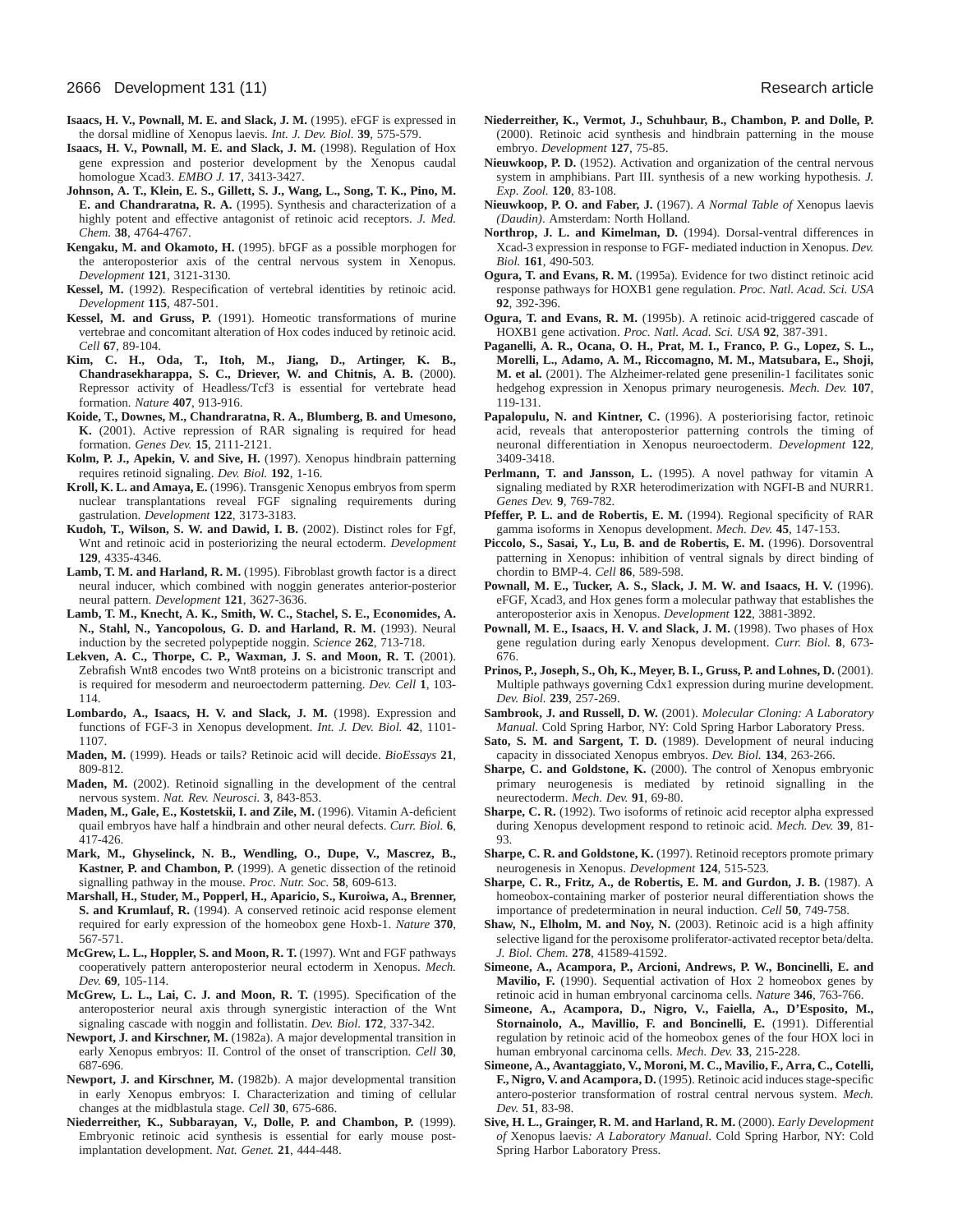**Isaacs, H. V., Pownall, M. E. and Slack, J. M.** (1995). eFGF is expressed in the dorsal midline of Xenopus laevis. *Int. J. Dev. Biol.* **39**, 575-579.

**Isaacs, H. V., Pownall, M. E. and Slack, J. M.** (1998). Regulation of Hox gene expression and posterior development by the Xenopus caudal homologue Xcad3. *EMBO J.* **17**, 3413-3427.

**Johnson, A. T., Klein, E. S., Gillett, S. J., Wang, L., Song, T. K., Pino, M. E. and Chandraratna, R. A.** (1995). Synthesis and characterization of a highly potent and effective antagonist of retinoic acid receptors. *J. Med. Chem.* **38**, 4764-4767.

**Kengaku, M. and Okamoto, H.** (1995). bFGF as a possible morphogen for the anteroposterior axis of the central nervous system in Xenopus. *Development* **121**, 3121-3130.

**Kessel, M.** (1992). Respecification of vertebral identities by retinoic acid. *Development* **115**, 487-501.

**Kessel, M. and Gruss, P.** (1991). Homeotic transformations of murine vertebrae and concomitant alteration of Hox codes induced by retinoic acid. *Cell* **67**, 89-104.

**Kim, C. H., Oda, T., Itoh, M., Jiang, D., Artinger, K. B., Chandrasekharappa, S. C., Driever, W. and Chitnis, A. B.** (2000). Repressor activity of Headless/Tcf3 is essential for vertebrate head formation. *Nature* **407**, 913-916.

**Koide, T., Downes, M., Chandraratna, R. A., Blumberg, B. and Umesono, K.** (2001). Active repression of RAR signaling is required for head formation. *Genes Dev.* **15**, 2111-2121.

**Kolm, P. J., Apekin, V. and Sive, H.** (1997). Xenopus hindbrain patterning requires retinoid signaling. *Dev. Biol.* **192**, 1-16.

**Kroll, K. L. and Amaya, E.** (1996). Transgenic Xenopus embryos from sperm nuclear transplantations reveal FGF signaling requirements during gastrulation. *Development* **122**, 3173-3183.

**Kudoh, T., Wilson, S. W. and Dawid, I. B.** (2002). Distinct roles for Fgf, Wnt and retinoic acid in posteriorizing the neural ectoderm. *Development* **129**, 4335-4346.

**Lamb, T. M. and Harland, R. M.** (1995). Fibroblast growth factor is a direct neural inducer, which combined with noggin generates anterior-posterior neural pattern. *Development* **121**, 3627-3636.

**Lamb, T. M., Knecht, A. K., Smith, W. C., Stachel, S. E., Economides, A. N., Stahl, N., Yancopolous, G. D. and Harland, R. M.** (1993). Neural induction by the secreted polypeptide noggin. *Science* **262**, 713-718.

**Lekven, A. C., Thorpe, C. P., Waxman, J. S. and Moon, R. T.** (2001). Zebrafish Wnt8 encodes two Wnt8 proteins on a bicistronic transcript and is required for mesoderm and neuroectoderm patterning. *Dev. Cell* **1**, 103-114.

**Lombardo, A., Isaacs, H. V. and Slack, J. M.** (1998). Expression and functions of FGF-3 in Xenopus development. *Int. J. Dev. Biol.* **42**, 1101-1107.

**Maden, M.** (1999). Heads or tails? Retinoic acid will decide. *BioEssays* **21**, 809-812.

**Maden, M.** (2002). Retinoid signalling in the development of the central nervous system. *Nat. Rev. Neurosci.* **3**, 843-853.

**Maden, M., Gale, E., Kostetskii, I. and Zile, M.** (1996). Vitamin A-deficient quail embryos have half a hindbrain and other neural defects. *Curr. Biol.* **6**, 417-426.

**Mark, M., Ghyselinck, N. B., Wendling, O., Dupe, V., Mascrez, B., Kastner, P. and Chambon, P.** (1999). A genetic dissection of the retinoid signalling pathway in the mouse. *Proc. Nutr. Soc.* **58**, 609-613.

**Marshall, H., Studer, M., Popperl, H., Aparicio, S., Kuroiwa, A., Brenner, S. and Krumlauf, R.** (1994). A conserved retinoic acid response element required for early expression of the homeobox gene Hoxb-1. *Nature* **370**, 567-571.

**McGrew, L. L., Hoppler, S. and Moon, R. T.** (1997). Wnt and FGF pathways cooperatively pattern anteroposterior neural ectoderm in Xenopus. *Mech. Dev.* **69**, 105-114.

**McGrew, L. L., Lai, C. J. and Moon, R. T.** (1995). Specification of the anteroposterior neural axis through synergistic interaction of the Wnt signaling cascade with noggin and follistatin. *Dev. Biol.* **172**, 337-342.

**Newport, J. and Kirschner, M.** (1982a). A major developmental transition in early Xenopus embryos: II. Control of the onset of transcription. *Cell* **30**, 687-696.

**Newport, J. and Kirschner, M.** (1982b). A major developmental transition in early Xenopus embryos: I. Characterization and timing of cellular changes at the midblastula stage. *Cell* **30**, 675-686.

**Niederreither, K., Subbarayan, V., Dolle, P. and Chambon, P.** (1999). Embryonic retinoic acid synthesis is essential for early mouse post-implantation development. *Nat. Genet.* **21**, 444-448.

**Niederreither, K., Vermot, J., Schuhbaur, B., Chambon, P. and Dolle, P.** (2000). Retinoic acid synthesis and hindbrain patterning in the mouse embryo. *Development* **127**, 75-85.

**Nieuwkoop, P. D.** (1952). Activation and organization of the central nervous system in amphibians. Part III. synthesis of a new working hypothesis. *J. Exp. Zool.* **120**, 83-108.

**Nieuwkoop, P. O. and Faber, J.** (1967). *A Normal Table of* Xenopus laevis *(Daudin)*. Amsterdam: North Holland.

**Northrop, J. L. and Kimelman, D.** (1994). Dorsal-ventral differences in Xcad-3 expression in response to FGF- mediated induction in Xenopus. *Dev. Biol.* **161**, 490-503.

**Ogura, T. and Evans, R. M.** (1995a). Evidence for two distinct retinoic acid response pathways for HOXB1 gene regulation. *Proc. Natl. Acad. Sci. USA* **92**, 392-396.

**Ogura, T. and Evans, R. M.** (1995b). A retinoic acid-triggered cascade of HOXB1 gene activation. *Proc. Natl. Acad. Sci. USA* **92**, 387-391.

**Paganelli, A. R., Ocana, O. H., Prat, M. I., Franco, P. G., Lopez, S. L., Morelli, L., Adamo, A. M., Riccomagno, M. M., Matsubara, E., Shoji, M. et al.** (2001). The Alzheimer-related gene presenilin-1 facilitates sonic hedgehog expression in Xenopus primary neurogenesis. *Mech. Dev.* **107**, 119-131.

**Papalopulu, N. and Kintner, C.** (1996). A posteriorising factor, retinoic acid, reveals that anteroposterior patterning controls the timing of neuronal differentiation in Xenopus neuroectoderm. *Development* **122**, 3409-3418.

**Perlmann, T. and Jansson, L.** (1995). A novel pathway for vitamin A signaling mediated by RXR heterodimerization with NGFI-B and NURR1. *Genes Dev.* **9**, 769-782.

**Pfeffer, P. L. and de Robertis, E. M.** (1994). Regional specificity of RAR gamma isoforms in Xenopus development. *Mech. Dev.* **45**, 147-153.

**Piccolo, S., Sasai, Y., Lu, B. and de Robertis, E. M.** (1996). Dorsoventral patterning in Xenopus: inhibition of ventral signals by direct binding of chordin to BMP-4. *Cell* **86**, 589-598.

**Pownall, M. E., Tucker, A. S., Slack, J. M. W. and Isaacs, H. V.** (1996). eFGF, Xcad3, and Hox genes form a molecular pathway that establishes the anteroposterior axis in Xenopus. *Development* **122**, 3881-3892.

**Pownall, M. E., Isaacs, H. V. and Slack, J. M.** (1998). Two phases of Hox gene regulation during early Xenopus development. *Curr. Biol.* **8**, 673-676.

**Prinos, P., Joseph, S., Oh, K., Meyer, B. I., Gruss, P. and Lohnes, D.** (2001). Multiple pathways governing Cdx1 expression during murine development. *Dev. Biol.* **239**, 257-269.

**Sambrook, J. and Russell, D. W.** (2001). *Molecular Cloning: A Laboratory Manual.* Cold Spring Harbor, NY: Cold Spring Harbor Laboratory Press.

**Sato, S. M. and Sargent, T. D.** (1989). Development of neural inducing capacity in dissociated Xenopus embryos. *Dev. Biol.* **134**, 263-266.

**Sharpe, C. and Goldstone, K.** (2000). The control of Xenopus embryonic primary neurogenesis is mediated by retinoid signalling in the neurectoderm. *Mech. Dev.* **91**, 69-80.

**Sharpe, C. R.** (1992). Two isoforms of retinoic acid receptor alpha expressed during Xenopus development respond to retinoic acid. *Mech. Dev.* **39**, 81-93.

**Sharpe, C. R. and Goldstone, K.** (1997). Retinoid receptors promote primary neurogenesis in Xenopus. *Development* **124**, 515-523.

**Sharpe, C. R., Fritz, A., de Robertis, E. M. and Gurdon, J. B.** (1987). A homeobox-containing marker of posterior neural differentiation shows the importance of predetermination in neural induction. *Cell* **50**, 749-758.

**Shaw, N., Elholm, M. and Noy, N.** (2003). Retinoic acid is a high affinity selective ligand for the peroxisome proliferator-activated receptor beta/delta. *J. Biol. Chem.* **278**, 41589-41592.

**Simeone, A., Acampora, P., Arcioni, Andrews, P. W., Boncinelli, E. and Mavilio, F.** (1990). Sequential activation of Hox 2 homeobox genes by retinoic acid in human embryonal carcinoma cells. *Nature* **346**, 763-766.

**Simeone, A., Acampora, D., Nigro, V., Faiella, A., D'Esposito, M., Stornainolo, A., Mavillio, F. and Boncinelli, E.** (1991). Differential regulation by retinoic acid of the homeobox genes of the four HOX loci in human embryonal carcinoma cells. *Mech. Dev.* **33**, 215-228.

**Simeone, A., Avantaggiato, V., Moroni, M. C., Mavilio, F., Arra, C., Cotelli, F., Nigro, V. and Acampora, D.** (1995). Retinoic acid induces stage-specific antero-posterior transformation of rostral central nervous system. *Mech. Dev.* **51**, 83-98.

**Sive, H. L., Grainger, R. M. and Harland, R. M.** (2000). *Early Development of* Xenopus laevis*: A Laboratory Manual*. Cold Spring Harbor, NY: Cold Spring Harbor Laboratory Press.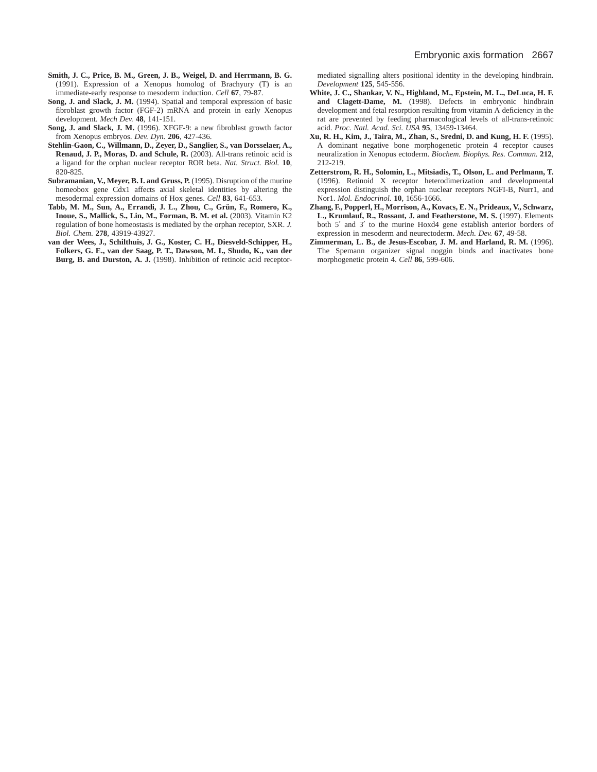**Smith, J. C., Price, B. M., Green, J. B., Weigel, D. and Herrmann, B. G.** (1991). Expression of a Xenopus homolog of Brachyury (T) is an immediate-early response to mesoderm induction. *Cell* **67**, 79-87.

**Song, J. and Slack, J. M.** (1994). Spatial and temporal expression of basic fibroblast growth factor (FGF-2) mRNA and protein in early Xenopus development. *Mech Dev.* **48**, 141-151.

**Song, J. and Slack, J. M.** (1996). XFGF-9: a new fibroblast growth factor from Xenopus embryos. *Dev. Dyn.* **206**, 427-436.

**Stehlin-Gaon, C., Willmann, D., Zeyer, D., Sanglier, S., van Dorsselaer, A., Renaud, J. P., Moras, D. and Schule, R.** (2003). All-trans retinoic acid is a ligand for the orphan nuclear receptor ROR beta. *Nat. Struct. Biol.* **10**, 820-825.

**Subramanian, V., Meyer, B. I. and Gruss, P.** (1995). Disruption of the murine homeobox gene Cdx1 affects axial skeletal identities by altering the mesodermal expression domains of Hox genes. *Cell* **83**, 641-653.

**Tabb, M. M., Sun, A., Errandi, J. L., Zhou, C., Grün, F., Romero, K., Inoue, S., Mallick, S., Lin, M., Forman, B. M. et al.** (2003). Vitamin K2 regulation of bone homeostasis is mediated by the orphan receptor, SXR. *J. Biol. Chem.* **278**, 43919-43927.

**van der Wees, J., Schilthuis, J. G., Koster, C. H., Diesveld-Schipper, H., Folkers, G. E., van der Saag, P. T., Dawson, M. I., Shudo, K., van der Burg, B. and Durston, A. J.** (1998). Inhibition of retinoic acid receptor-mediated signalling alters positional identity in the developing hindbrain. *Development* **125**, 545-556.

**White, J. C., Shankar, V. N., Highland, M., Epstein, M. L., DeLuca, H. F. and Clagett-Dame, M.** (1998). Defects in embryonic hindbrain development and fetal resorption resulting from vitamin A deficiency in the rat are prevented by feeding pharmacological levels of all-trans-retinoic acid. *Proc. Natl. Acad. Sci. USA* **95**, 13459-13464.

**Xu, R. H., Kim, J., Taira, M., Zhan, S., Sredni, D. and Kung, H. F.** (1995). A dominant negative bone morphogenetic protein 4 receptor causes neuralization in Xenopus ectoderm. *Biochem. Biophys. Res. Commun.* **212**, 212-219.

**Zetterstrom, R. H., Solomin, L., Mitsiadis, T., Olson, L. and Perlmann, T.** (1996). Retinoid X receptor heterodimerization and developmental expression distinguish the orphan nuclear receptors NGFI-B, Nurr1, and Nor1. *Mol. Endocrinol.* **10**, 1656-1666.

**Zhang, F., Popperl, H., Morrison, A., Kovacs, E. N., Prideaux, V., Schwarz, L., Krumlauf, R., Rossant, J. and Featherstone, M. S.** (1997). Elements both 5′ and 3′ to the murine Hoxd4 gene establish anterior borders of expression in mesoderm and neurectoderm. *Mech. Dev.* **67**, 49-58.

**Zimmerman, L. B., de Jesus-Escobar, J. M. and Harland, R. M.** (1996). The Spemann organizer signal noggin binds and inactivates bone morphogenetic protein 4. *Cell* **86**, 599-606.